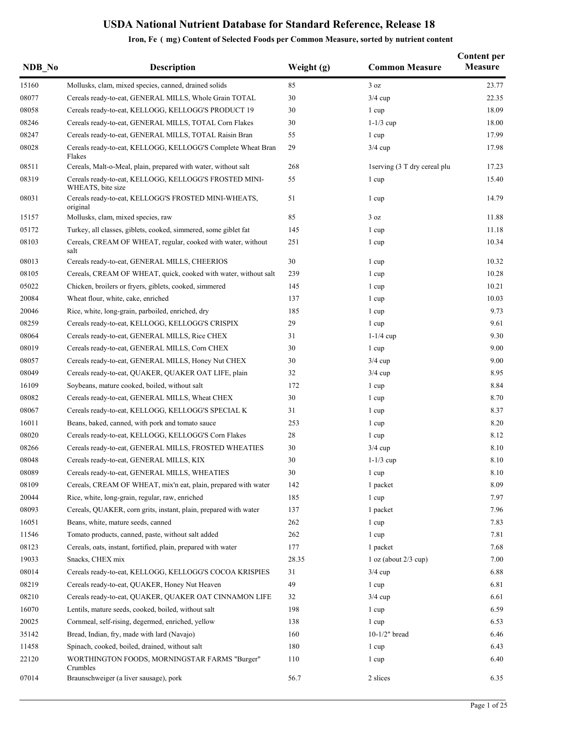# USDA National Nutrient Database for Standard Reference, Release 18

## Iron, Fe ( mg) Content of Selected Foods per Common Measure, sorted by nutrient content

| NDB_No | Description | Weight (g) | Common Measure | Content per Measure |
|---|---|---|---|---|
| 15160 | Mollusks, clam, mixed species, canned, drained solids | 85 | 3 oz | 23.77 |
| 08077 | Cereals ready-to-eat, GENERAL MILLS, Whole Grain TOTAL | 30 | 3/4 cup | 22.35 |
| 08058 | Cereals ready-to-eat, KELLOGG, KELLOGG'S PRODUCT 19 | 30 | 1 cup | 18.09 |
| 08246 | Cereals ready-to-eat, GENERAL MILLS, TOTAL Corn Flakes | 30 | 1-1/3 cup | 18.00 |
| 08247 | Cereals ready-to-eat, GENERAL MILLS, TOTAL Raisin Bran | 55 | 1 cup | 17.99 |
| 08028 | Cereals ready-to-eat, KELLOGG, KELLOGG'S Complete Wheat Bran Flakes | 29 | 3/4 cup | 17.98 |
| 08511 | Cereals, Malt-o-Meal, plain, prepared with water, without salt | 268 | 1serving (3 T dry cereal plu | 17.23 |
| 08319 | Cereals ready-to-eat, KELLOGG, KELLOGG'S FROSTED MINI-WHEATS, bite size | 55 | 1 cup | 15.40 |
| 08031 | Cereals ready-to-eat, KELLOGG'S FROSTED MINI-WHEATS, original | 51 | 1 cup | 14.79 |
| 15157 | Mollusks, clam, mixed species, raw | 85 | 3 oz | 11.88 |
| 05172 | Turkey, all classes, giblets, cooked, simmered, some giblet fat | 145 | 1 cup | 11.18 |
| 08103 | Cereals, CREAM OF WHEAT, regular, cooked with water, without salt | 251 | 1 cup | 10.34 |
| 08013 | Cereals ready-to-eat, GENERAL MILLS, CHEERIOS | 30 | 1 cup | 10.32 |
| 08105 | Cereals, CREAM OF WHEAT, quick, cooked with water, without salt | 239 | 1 cup | 10.28 |
| 05022 | Chicken, broilers or fryers, giblets, cooked, simmered | 145 | 1 cup | 10.21 |
| 20084 | Wheat flour, white, cake, enriched | 137 | 1 cup | 10.03 |
| 20046 | Rice, white, long-grain, parboiled, enriched, dry | 185 | 1 cup | 9.73 |
| 08259 | Cereals ready-to-eat, KELLOGG, KELLOGG'S CRISPIX | 29 | 1 cup | 9.61 |
| 08064 | Cereals ready-to-eat, GENERAL MILLS, Rice CHEX | 31 | 1-1/4 cup | 9.30 |
| 08019 | Cereals ready-to-eat, GENERAL MILLS, Corn CHEX | 30 | 1 cup | 9.00 |
| 08057 | Cereals ready-to-eat, GENERAL MILLS, Honey Nut CHEX | 30 | 3/4 cup | 9.00 |
| 08049 | Cereals ready-to-eat, QUAKER, QUAKER OAT LIFE, plain | 32 | 3/4 cup | 8.95 |
| 16109 | Soybeans, mature cooked, boiled, without salt | 172 | 1 cup | 8.84 |
| 08082 | Cereals ready-to-eat, GENERAL MILLS, Wheat CHEX | 30 | 1 cup | 8.70 |
| 08067 | Cereals ready-to-eat, KELLOGG, KELLOGG'S SPECIAL K | 31 | 1 cup | 8.37 |
| 16011 | Beans, baked, canned, with pork and tomato sauce | 253 | 1 cup | 8.20 |
| 08020 | Cereals ready-to-eat, KELLOGG, KELLOGG'S Corn Flakes | 28 | 1 cup | 8.12 |
| 08266 | Cereals ready-to-eat, GENERAL MILLS, FROSTED WHEATIES | 30 | 3/4 cup | 8.10 |
| 08048 | Cereals ready-to-eat, GENERAL MILLS, KIX | 30 | 1-1/3 cup | 8.10 |
| 08089 | Cereals ready-to-eat, GENERAL MILLS, WHEATIES | 30 | 1 cup | 8.10 |
| 08109 | Cereals, CREAM OF WHEAT, mix'n eat, plain, prepared with water | 142 | 1 packet | 8.09 |
| 20044 | Rice, white, long-grain, regular, raw, enriched | 185 | 1 cup | 7.97 |
| 08093 | Cereals, QUAKER, corn grits, instant, plain, prepared with water | 137 | 1 packet | 7.96 |
| 16051 | Beans, white, mature seeds, canned | 262 | 1 cup | 7.83 |
| 11546 | Tomato products, canned, paste, without salt added | 262 | 1 cup | 7.81 |
| 08123 | Cereals, oats, instant, fortified, plain, prepared with water | 177 | 1 packet | 7.68 |
| 19033 | Snacks, CHEX mix | 28.35 | 1 oz (about 2/3 cup) | 7.00 |
| 08014 | Cereals ready-to-eat, KELLOGG, KELLOGG'S COCOA KRISPIES | 31 | 3/4 cup | 6.88 |
| 08219 | Cereals ready-to-eat, QUAKER, Honey Nut Heaven | 49 | 1 cup | 6.81 |
| 08210 | Cereals ready-to-eat, QUAKER, QUAKER OAT CINNAMON LIFE | 32 | 3/4 cup | 6.61 |
| 16070 | Lentils, mature seeds, cooked, boiled, without salt | 198 | 1 cup | 6.59 |
| 20025 | Cornmeal, self-rising, degermed, enriched, yellow | 138 | 1 cup | 6.53 |
| 35142 | Bread, Indian, fry, made with lard (Navajo) | 160 | 10-1/2" bread | 6.46 |
| 11458 | Spinach, cooked, boiled, drained, without salt | 180 | 1 cup | 6.43 |
| 22120 | WORTHINGTON FOODS, MORNINGSTAR FARMS "Burger" Crumbles | 110 | 1 cup | 6.40 |
| 07014 | Braunschweiger (a liver sausage), pork | 56.7 | 2 slices | 6.35 |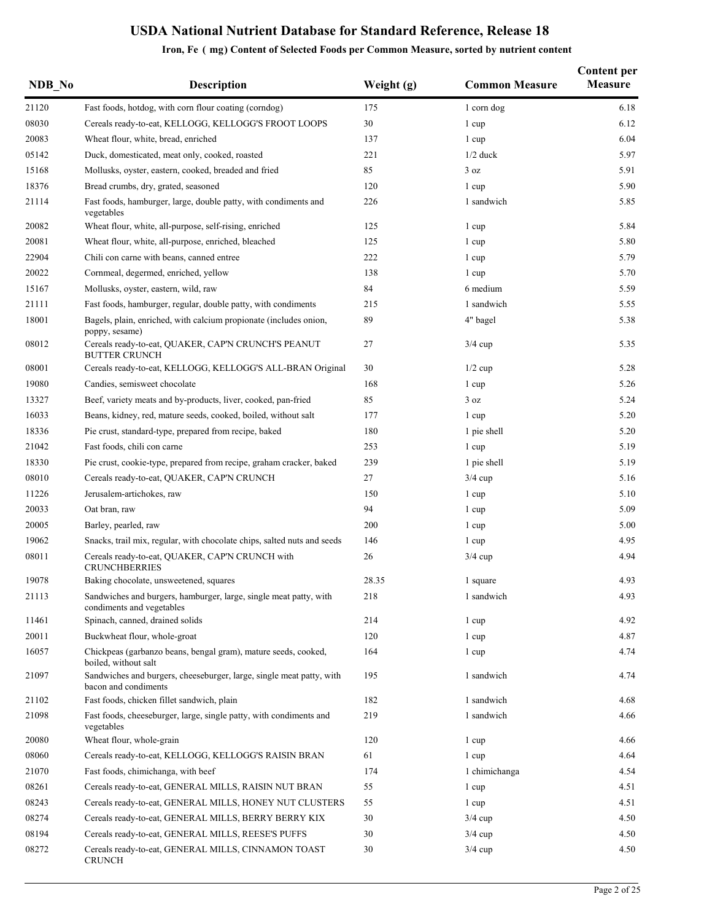# USDA National Nutrient Database for Standard Reference, Release 18

## Iron, Fe ( mg) Content of Selected Foods per Common Measure, sorted by nutrient content

| NDB_No | Description | Weight (g) | Common Measure | Content per Measure |
|---|---|---|---|---|
| 21120 | Fast foods, hotdog, with corn flour coating (corndog) | 175 | 1 corn dog | 6.18 |
| 08030 | Cereals ready-to-eat, KELLOGG, KELLOGG'S FROOT LOOPS | 30 | 1 cup | 6.12 |
| 20083 | Wheat flour, white, bread, enriched | 137 | 1 cup | 6.04 |
| 05142 | Duck, domesticated, meat only, cooked, roasted | 221 | 1/2 duck | 5.97 |
| 15168 | Mollusks, oyster, eastern, cooked, breaded and fried | 85 | 3 oz | 5.91 |
| 18376 | Bread crumbs, dry, grated, seasoned | 120 | 1 cup | 5.90 |
| 21114 | Fast foods, hamburger, large, double patty, with condiments and vegetables | 226 | 1 sandwich | 5.85 |
| 20082 | Wheat flour, white, all-purpose, self-rising, enriched | 125 | 1 cup | 5.84 |
| 20081 | Wheat flour, white, all-purpose, enriched, bleached | 125 | 1 cup | 5.80 |
| 22904 | Chili con carne with beans, canned entree | 222 | 1 cup | 5.79 |
| 20022 | Cornmeal, degermed, enriched, yellow | 138 | 1 cup | 5.70 |
| 15167 | Mollusks, oyster, eastern, wild, raw | 84 | 6 medium | 5.59 |
| 21111 | Fast foods, hamburger, regular, double patty, with condiments | 215 | 1 sandwich | 5.55 |
| 18001 | Bagels, plain, enriched, with calcium propionate (includes onion, poppy, sesame) | 89 | 4" bagel | 5.38 |
| 08012 | Cereals ready-to-eat, QUAKER, CAP'N CRUNCH'S PEANUT BUTTER CRUNCH | 27 | 3/4 cup | 5.35 |
| 08001 | Cereals ready-to-eat, KELLOGG, KELLOGG'S ALL-BRAN Original | 30 | 1/2 cup | 5.28 |
| 19080 | Candies, semisweet chocolate | 168 | 1 cup | 5.26 |
| 13327 | Beef, variety meats and by-products, liver, cooked, pan-fried | 85 | 3 oz | 5.24 |
| 16033 | Beans, kidney, red, mature seeds, cooked, boiled, without salt | 177 | 1 cup | 5.20 |
| 18336 | Pie crust, standard-type, prepared from recipe, baked | 180 | 1 pie shell | 5.20 |
| 21042 | Fast foods, chili con carne | 253 | 1 cup | 5.19 |
| 18330 | Pie crust, cookie-type, prepared from recipe, graham cracker, baked | 239 | 1 pie shell | 5.19 |
| 08010 | Cereals ready-to-eat, QUAKER, CAP'N CRUNCH | 27 | 3/4 cup | 5.16 |
| 11226 | Jerusalem-artichokes, raw | 150 | 1 cup | 5.10 |
| 20033 | Oat bran, raw | 94 | 1 cup | 5.09 |
| 20005 | Barley, pearled, raw | 200 | 1 cup | 5.00 |
| 19062 | Snacks, trail mix, regular, with chocolate chips, salted nuts and seeds | 146 | 1 cup | 4.95 |
| 08011 | Cereals ready-to-eat, QUAKER, CAP'N CRUNCH with CRUNCHBERRIES | 26 | 3/4 cup | 4.94 |
| 19078 | Baking chocolate, unsweetened, squares | 28.35 | 1 square | 4.93 |
| 21113 | Sandwiches and burgers, hamburger, large, single meat patty, with condiments and vegetables | 218 | 1 sandwich | 4.93 |
| 11461 | Spinach, canned, drained solids | 214 | 1 cup | 4.92 |
| 20011 | Buckwheat flour, whole-groat | 120 | 1 cup | 4.87 |
| 16057 | Chickpeas (garbanzo beans, bengal gram), mature seeds, cooked, boiled, without salt | 164 | 1 cup | 4.74 |
| 21097 | Sandwiches and burgers, cheeseburger, large, single meat patty, with bacon and condiments | 195 | 1 sandwich | 4.74 |
| 21102 | Fast foods, chicken fillet sandwich, plain | 182 | 1 sandwich | 4.68 |
| 21098 | Fast foods, cheeseburger, large, single patty, with condiments and vegetables | 219 | 1 sandwich | 4.66 |
| 20080 | Wheat flour, whole-grain | 120 | 1 cup | 4.66 |
| 08060 | Cereals ready-to-eat, KELLOGG, KELLOGG'S RAISIN BRAN | 61 | 1 cup | 4.64 |
| 21070 | Fast foods, chimichanga, with beef | 174 | 1 chimichanga | 4.54 |
| 08261 | Cereals ready-to-eat, GENERAL MILLS, RAISIN NUT BRAN | 55 | 1 cup | 4.51 |
| 08243 | Cereals ready-to-eat, GENERAL MILLS, HONEY NUT CLUSTERS | 55 | 1 cup | 4.51 |
| 08274 | Cereals ready-to-eat, GENERAL MILLS, BERRY BERRY KIX | 30 | 3/4 cup | 4.50 |
| 08194 | Cereals ready-to-eat, GENERAL MILLS, REESE'S PUFFS | 30 | 3/4 cup | 4.50 |
| 08272 | Cereals ready-to-eat, GENERAL MILLS, CINNAMON TOAST CRUNCH | 30 | 3/4 cup | 4.50 |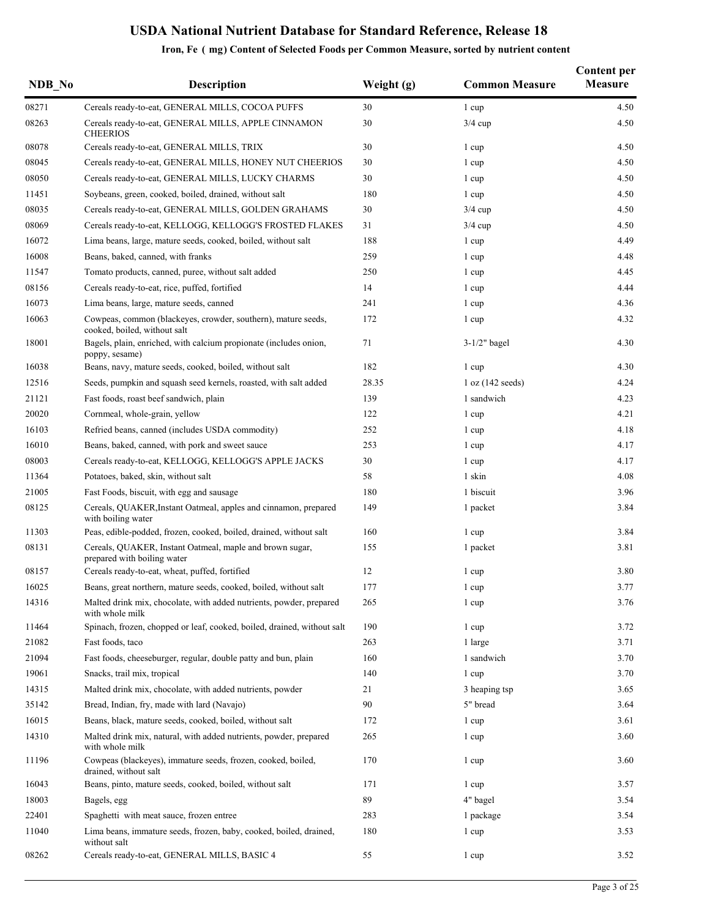# USDA National Nutrient Database for Standard Reference, Release 18

## Iron, Fe ( mg) Content of Selected Foods per Common Measure, sorted by nutrient content

| NDB_No | Description | Weight (g) | Common Measure | Content per Measure |
|---|---|---|---|---|
| 08271 | Cereals ready-to-eat, GENERAL MILLS, COCOA PUFFS | 30 | 1 cup | 4.50 |
| 08263 | Cereals ready-to-eat, GENERAL MILLS, APPLE CINNAMON CHEERIOS | 30 | 3/4 cup | 4.50 |
| 08078 | Cereals ready-to-eat, GENERAL MILLS, TRIX | 30 | 1 cup | 4.50 |
| 08045 | Cereals ready-to-eat, GENERAL MILLS, HONEY NUT CHEERIOS | 30 | 1 cup | 4.50 |
| 08050 | Cereals ready-to-eat, GENERAL MILLS, LUCKY CHARMS | 30 | 1 cup | 4.50 |
| 11451 | Soybeans, green, cooked, boiled, drained, without salt | 180 | 1 cup | 4.50 |
| 08035 | Cereals ready-to-eat, GENERAL MILLS, GOLDEN GRAHAMS | 30 | 3/4 cup | 4.50 |
| 08069 | Cereals ready-to-eat, KELLOGG, KELLOGG'S FROSTED FLAKES | 31 | 3/4 cup | 4.50 |
| 16072 | Lima beans, large, mature seeds, cooked, boiled, without salt | 188 | 1 cup | 4.49 |
| 16008 | Beans, baked, canned, with franks | 259 | 1 cup | 4.48 |
| 11547 | Tomato products, canned, puree, without salt added | 250 | 1 cup | 4.45 |
| 08156 | Cereals ready-to-eat, rice, puffed, fortified | 14 | 1 cup | 4.44 |
| 16073 | Lima beans, large, mature seeds, canned | 241 | 1 cup | 4.36 |
| 16063 | Cowpeas, common (blackeyes, crowder, southern), mature seeds, cooked, boiled, without salt | 172 | 1 cup | 4.32 |
| 18001 | Bagels, plain, enriched, with calcium propionate (includes onion, poppy, sesame) | 71 | 3-1/2" bagel | 4.30 |
| 16038 | Beans, navy, mature seeds, cooked, boiled, without salt | 182 | 1 cup | 4.30 |
| 12516 | Seeds, pumpkin and squash seed kernels, roasted, with salt added | 28.35 | 1 oz (142 seeds) | 4.24 |
| 21121 | Fast foods, roast beef sandwich, plain | 139 | 1 sandwich | 4.23 |
| 20020 | Cornmeal, whole-grain, yellow | 122 | 1 cup | 4.21 |
| 16103 | Refried beans, canned (includes USDA commodity) | 252 | 1 cup | 4.18 |
| 16010 | Beans, baked, canned, with pork and sweet sauce | 253 | 1 cup | 4.17 |
| 08003 | Cereals ready-to-eat, KELLOGG, KELLOGG'S APPLE JACKS | 30 | 1 cup | 4.17 |
| 11364 | Potatoes, baked, skin, without salt | 58 | 1 skin | 4.08 |
| 21005 | Fast Foods, biscuit, with egg and sausage | 180 | 1 biscuit | 3.96 |
| 08125 | Cereals, QUAKER,Instant Oatmeal, apples and cinnamon, prepared with boiling water | 149 | 1 packet | 3.84 |
| 11303 | Peas, edible-podded, frozen, cooked, boiled, drained, without salt | 160 | 1 cup | 3.84 |
| 08131 | Cereals, QUAKER, Instant Oatmeal, maple and brown sugar, prepared with boiling water | 155 | 1 packet | 3.81 |
| 08157 | Cereals ready-to-eat, wheat, puffed, fortified | 12 | 1 cup | 3.80 |
| 16025 | Beans, great northern, mature seeds, cooked, boiled, without salt | 177 | 1 cup | 3.77 |
| 14316 | Malted drink mix, chocolate, with added nutrients, powder, prepared with whole milk | 265 | 1 cup | 3.76 |
| 11464 | Spinach, frozen, chopped or leaf, cooked, boiled, drained, without salt | 190 | 1 cup | 3.72 |
| 21082 | Fast foods, taco | 263 | 1 large | 3.71 |
| 21094 | Fast foods, cheeseburger, regular, double patty and bun, plain | 160 | 1 sandwich | 3.70 |
| 19061 | Snacks, trail mix, tropical | 140 | 1 cup | 3.70 |
| 14315 | Malted drink mix, chocolate, with added nutrients, powder | 21 | 3 heaping tsp | 3.65 |
| 35142 | Bread, Indian, fry, made with lard (Navajo) | 90 | 5" bread | 3.64 |
| 16015 | Beans, black, mature seeds, cooked, boiled, without salt | 172 | 1 cup | 3.61 |
| 14310 | Malted drink mix, natural, with added nutrients, powder, prepared with whole milk | 265 | 1 cup | 3.60 |
| 11196 | Cowpeas (blackeyes), immature seeds, frozen, cooked, boiled, drained, without salt | 170 | 1 cup | 3.60 |
| 16043 | Beans, pinto, mature seeds, cooked, boiled, without salt | 171 | 1 cup | 3.57 |
| 18003 | Bagels, egg | 89 | 4" bagel | 3.54 |
| 22401 | Spaghetti with meat sauce, frozen entree | 283 | 1 package | 3.54 |
| 11040 | Lima beans, immature seeds, frozen, baby, cooked, boiled, drained, without salt | 180 | 1 cup | 3.53 |
| 08262 | Cereals ready-to-eat, GENERAL MILLS, BASIC 4 | 55 | 1 cup | 3.52 |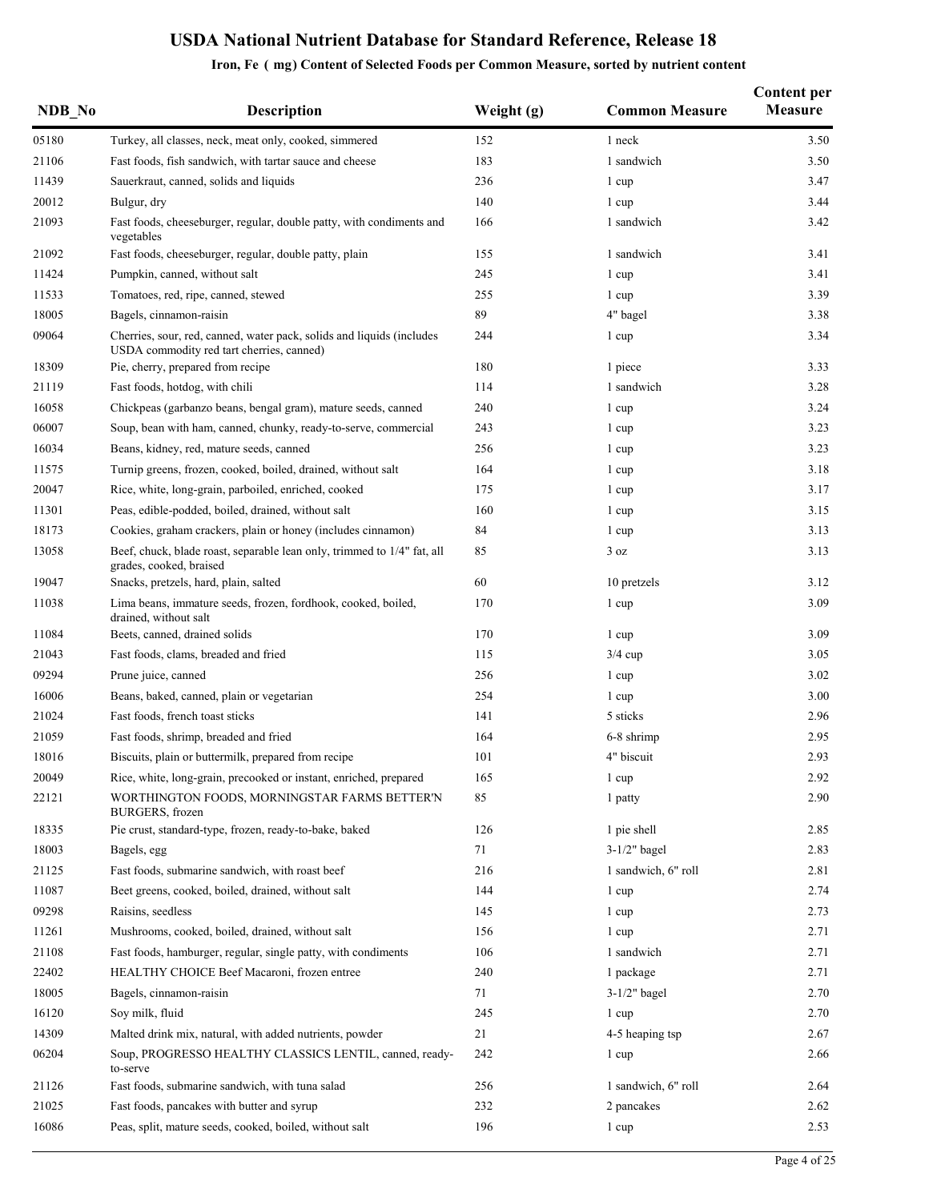# USDA National Nutrient Database for Standard Reference, Release 18

## Iron, Fe ( mg) Content of Selected Foods per Common Measure, sorted by nutrient content

| NDB_No | Description | Weight (g) | Common Measure | Content per Measure |
|---|---|---|---|---|
| 05180 | Turkey, all classes, neck, meat only, cooked, simmered | 152 | 1 neck | 3.50 |
| 21106 | Fast foods, fish sandwich, with tartar sauce and cheese | 183 | 1 sandwich | 3.50 |
| 11439 | Sauerkraut, canned, solids and liquids | 236 | 1 cup | 3.47 |
| 20012 | Bulgur, dry | 140 | 1 cup | 3.44 |
| 21093 | Fast foods, cheeseburger, regular, double patty, with condiments and vegetables | 166 | 1 sandwich | 3.42 |
| 21092 | Fast foods, cheeseburger, regular, double patty, plain | 155 | 1 sandwich | 3.41 |
| 11424 | Pumpkin, canned, without salt | 245 | 1 cup | 3.41 |
| 11533 | Tomatoes, red, ripe, canned, stewed | 255 | 1 cup | 3.39 |
| 18005 | Bagels, cinnamon-raisin | 89 | 4" bagel | 3.38 |
| 09064 | Cherries, sour, red, canned, water pack, solids and liquids (includes USDA commodity red tart cherries, canned) | 244 | 1 cup | 3.34 |
| 18309 | Pie, cherry, prepared from recipe | 180 | 1 piece | 3.33 |
| 21119 | Fast foods, hotdog, with chili | 114 | 1 sandwich | 3.28 |
| 16058 | Chickpeas (garbanzo beans, bengal gram), mature seeds, canned | 240 | 1 cup | 3.24 |
| 06007 | Soup, bean with ham, canned, chunky, ready-to-serve, commercial | 243 | 1 cup | 3.23 |
| 16034 | Beans, kidney, red, mature seeds, canned | 256 | 1 cup | 3.23 |
| 11575 | Turnip greens, frozen, cooked, boiled, drained, without salt | 164 | 1 cup | 3.18 |
| 20047 | Rice, white, long-grain, parboiled, enriched, cooked | 175 | 1 cup | 3.17 |
| 11301 | Peas, edible-podded, boiled, drained, without salt | 160 | 1 cup | 3.15 |
| 18173 | Cookies, graham crackers, plain or honey (includes cinnamon) | 84 | 1 cup | 3.13 |
| 13058 | Beef, chuck, blade roast, separable lean only, trimmed to 1/4" fat, all grades, cooked, braised | 85 | 3 oz | 3.13 |
| 19047 | Snacks, pretzels, hard, plain, salted | 60 | 10 pretzels | 3.12 |
| 11038 | Lima beans, immature seeds, frozen, fordhook, cooked, boiled, drained, without salt | 170 | 1 cup | 3.09 |
| 11084 | Beets, canned, drained solids | 170 | 1 cup | 3.09 |
| 21043 | Fast foods, clams, breaded and fried | 115 | 3/4 cup | 3.05 |
| 09294 | Prune juice, canned | 256 | 1 cup | 3.02 |
| 16006 | Beans, baked, canned, plain or vegetarian | 254 | 1 cup | 3.00 |
| 21024 | Fast foods, french toast sticks | 141 | 5 sticks | 2.96 |
| 21059 | Fast foods, shrimp, breaded and fried | 164 | 6-8 shrimp | 2.95 |
| 18016 | Biscuits, plain or buttermilk, prepared from recipe | 101 | 4" biscuit | 2.93 |
| 20049 | Rice, white, long-grain, precooked or instant, enriched, prepared | 165 | 1 cup | 2.92 |
| 22121 | WORTHINGTON FOODS, MORNINGSTAR FARMS BETTER'N BURGERS, frozen | 85 | 1 patty | 2.90 |
| 18335 | Pie crust, standard-type, frozen, ready-to-bake, baked | 126 | 1 pie shell | 2.85 |
| 18003 | Bagels, egg | 71 | 3-1/2" bagel | 2.83 |
| 21125 | Fast foods, submarine sandwich, with roast beef | 216 | 1 sandwich, 6" roll | 2.81 |
| 11087 | Beet greens, cooked, boiled, drained, without salt | 144 | 1 cup | 2.74 |
| 09298 | Raisins, seedless | 145 | 1 cup | 2.73 |
| 11261 | Mushrooms, cooked, boiled, drained, without salt | 156 | 1 cup | 2.71 |
| 21108 | Fast foods, hamburger, regular, single patty, with condiments | 106 | 1 sandwich | 2.71 |
| 22402 | HEALTHY CHOICE Beef Macaroni, frozen entree | 240 | 1 package | 2.71 |
| 18005 | Bagels, cinnamon-raisin | 71 | 3-1/2" bagel | 2.70 |
| 16120 | Soy milk, fluid | 245 | 1 cup | 2.70 |
| 14309 | Malted drink mix, natural, with added nutrients, powder | 21 | 4-5 heaping tsp | 2.67 |
| 06204 | Soup, PROGRESSO HEALTHY CLASSICS LENTIL, canned, ready-to-serve | 242 | 1 cup | 2.66 |
| 21126 | Fast foods, submarine sandwich, with tuna salad | 256 | 1 sandwich, 6" roll | 2.64 |
| 21025 | Fast foods, pancakes with butter and syrup | 232 | 2 pancakes | 2.62 |
| 16086 | Peas, split, mature seeds, cooked, boiled, without salt | 196 | 1 cup | 2.53 |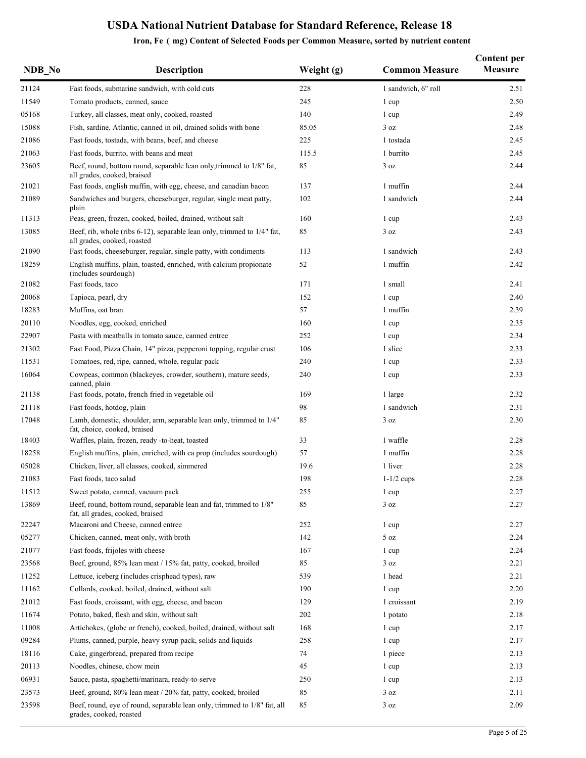# USDA National Nutrient Database for Standard Reference, Release 18

## Iron, Fe ( mg) Content of Selected Foods per Common Measure, sorted by nutrient content

| NDB_No | Description | Weight (g) | Common Measure | Content per Measure |
|---|---|---|---|---|
| 21124 | Fast foods, submarine sandwich, with cold cuts | 228 | 1 sandwich, 6" roll | 2.51 |
| 11549 | Tomato products, canned, sauce | 245 | 1 cup | 2.50 |
| 05168 | Turkey, all classes, meat only, cooked, roasted | 140 | 1 cup | 2.49 |
| 15088 | Fish, sardine, Atlantic, canned in oil, drained solids with bone | 85.05 | 3 oz | 2.48 |
| 21086 | Fast foods, tostada, with beans, beef, and cheese | 225 | 1 tostada | 2.45 |
| 21063 | Fast foods, burrito, with beans and meat | 115.5 | 1 burrito | 2.45 |
| 23605 | Beef, round, bottom round, separable lean only,trimmed to 1/8" fat, all grades, cooked, braised | 85 | 3 oz | 2.44 |
| 21021 | Fast foods, english muffin, with egg, cheese, and canadian bacon | 137 | 1 muffin | 2.44 |
| 21089 | Sandwiches and burgers, cheeseburger, regular, single meat patty, plain | 102 | 1 sandwich | 2.44 |
| 11313 | Peas, green, frozen, cooked, boiled, drained, without salt | 160 | 1 cup | 2.43 |
| 13085 | Beef, rib, whole (ribs 6-12), separable lean only, trimmed to 1/4" fat, all grades, cooked, roasted | 85 | 3 oz | 2.43 |
| 21090 | Fast foods, cheeseburger, regular, single patty, with condiments | 113 | 1 sandwich | 2.43 |
| 18259 | English muffins, plain, toasted, enriched, with calcium propionate (includes sourdough) | 52 | 1 muffin | 2.42 |
| 21082 | Fast foods, taco | 171 | 1 small | 2.41 |
| 20068 | Tapioca, pearl, dry | 152 | 1 cup | 2.40 |
| 18283 | Muffins, oat bran | 57 | 1 muffin | 2.39 |
| 20110 | Noodles, egg, cooked, enriched | 160 | 1 cup | 2.35 |
| 22907 | Pasta with meatballs in tomato sauce, canned entree | 252 | 1 cup | 2.34 |
| 21302 | Fast Food, Pizza Chain, 14" pizza, pepperoni topping, regular crust | 106 | 1 slice | 2.33 |
| 11531 | Tomatoes, red, ripe, canned, whole, regular pack | 240 | 1 cup | 2.33 |
| 16064 | Cowpeas, common (blackeyes, crowder, southern), mature seeds, canned, plain | 240 | 1 cup | 2.33 |
| 21138 | Fast foods, potato, french fried in vegetable oil | 169 | 1 large | 2.32 |
| 21118 | Fast foods, hotdog, plain | 98 | 1 sandwich | 2.31 |
| 17048 | Lamb, domestic, shoulder, arm, separable lean only, trimmed to 1/4" fat, choice, cooked, braised | 85 | 3 oz | 2.30 |
| 18403 | Waffles, plain, frozen, ready -to-heat, toasted | 33 | 1 waffle | 2.28 |
| 18258 | English muffins, plain, enriched, with ca prop (includes sourdough) | 57 | 1 muffin | 2.28 |
| 05028 | Chicken, liver, all classes, cooked, simmered | 19.6 | 1 liver | 2.28 |
| 21083 | Fast foods, taco salad | 198 | 1-1/2 cups | 2.28 |
| 11512 | Sweet potato, canned, vacuum pack | 255 | 1 cup | 2.27 |
| 13869 | Beef, round, bottom round, separable lean and fat, trimmed to 1/8" fat, all grades, cooked, braised | 85 | 3 oz | 2.27 |
| 22247 | Macaroni and Cheese, canned entree | 252 | 1 cup | 2.27 |
| 05277 | Chicken, canned, meat only, with broth | 142 | 5 oz | 2.24 |
| 21077 | Fast foods, frijoles with cheese | 167 | 1 cup | 2.24 |
| 23568 | Beef, ground, 85% lean meat / 15% fat, patty, cooked, broiled | 85 | 3 oz | 2.21 |
| 11252 | Lettuce, iceberg (includes crisphead types), raw | 539 | 1 head | 2.21 |
| 11162 | Collards, cooked, boiled, drained, without salt | 190 | 1 cup | 2.20 |
| 21012 | Fast foods, croissant, with egg, cheese, and bacon | 129 | 1 croissant | 2.19 |
| 11674 | Potato, baked, flesh and skin, without salt | 202 | 1 potato | 2.18 |
| 11008 | Artichokes, (globe or french), cooked, boiled, drained, without salt | 168 | 1 cup | 2.17 |
| 09284 | Plums, canned, purple, heavy syrup pack, solids and liquids | 258 | 1 cup | 2.17 |
| 18116 | Cake, gingerbread, prepared from recipe | 74 | 1 piece | 2.13 |
| 20113 | Noodles, chinese, chow mein | 45 | 1 cup | 2.13 |
| 06931 | Sauce, pasta, spaghetti/marinara, ready-to-serve | 250 | 1 cup | 2.13 |
| 23573 | Beef, ground, 80% lean meat / 20% fat, patty, cooked, broiled | 85 | 3 oz | 2.11 |
| 23598 | Beef, round, eye of round, separable lean only, trimmed to 1/8" fat, all grades, cooked, roasted | 85 | 3 oz | 2.09 |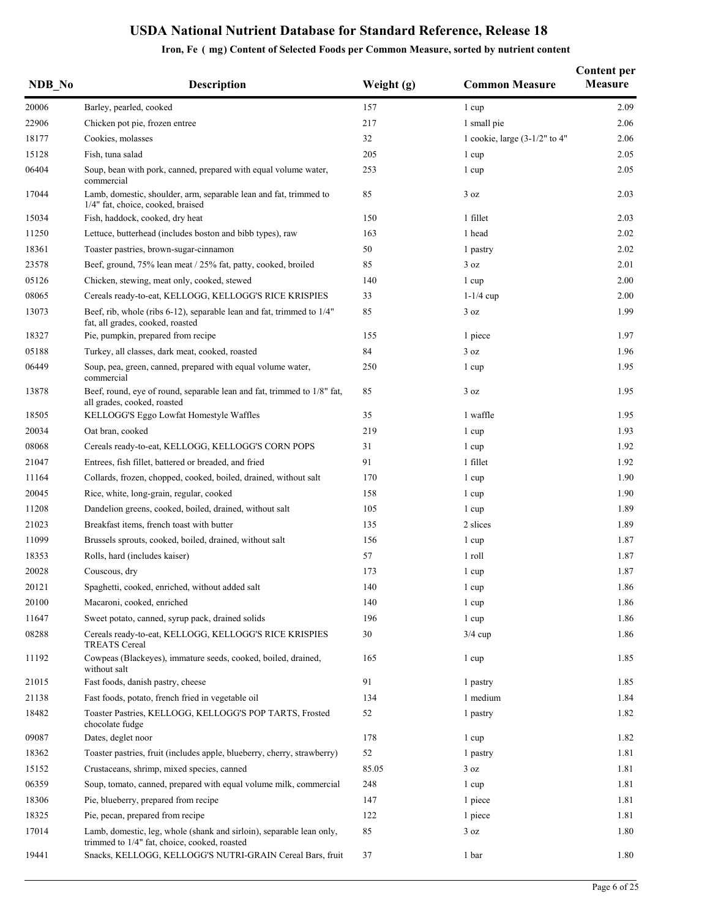# USDA National Nutrient Database for Standard Reference, Release 18

## Iron, Fe ( mg) Content of Selected Foods per Common Measure, sorted by nutrient content

| NDB_No | Description | Weight (g) | Common Measure | Content per Measure |
|---|---|---|---|---|
| 20006 | Barley, pearled, cooked | 157 | 1 cup | 2.09 |
| 22906 | Chicken pot pie, frozen entree | 217 | 1 small pie | 2.06 |
| 18177 | Cookies, molasses | 32 | 1 cookie, large (3-1/2" to 4" | 2.06 |
| 15128 | Fish, tuna salad | 205 | 1 cup | 2.05 |
| 06404 | Soup, bean with pork, canned, prepared with equal volume water, commercial | 253 | 1 cup | 2.05 |
| 17044 | Lamb, domestic, shoulder, arm, separable lean and fat, trimmed to 1/4" fat, choice, cooked, braised | 85 | 3 oz | 2.03 |
| 15034 | Fish, haddock, cooked, dry heat | 150 | 1 fillet | 2.03 |
| 11250 | Lettuce, butterhead (includes boston and bibb types), raw | 163 | 1 head | 2.02 |
| 18361 | Toaster pastries, brown-sugar-cinnamon | 50 | 1 pastry | 2.02 |
| 23578 | Beef, ground, 75% lean meat / 25% fat, patty, cooked, broiled | 85 | 3 oz | 2.01 |
| 05126 | Chicken, stewing, meat only, cooked, stewed | 140 | 1 cup | 2.00 |
| 08065 | Cereals ready-to-eat, KELLOGG, KELLOGG'S RICE KRISPIES | 33 | 1-1/4 cup | 2.00 |
| 13073 | Beef, rib, whole (ribs 6-12), separable lean and fat, trimmed to 1/4" fat, all grades, cooked, roasted | 85 | 3 oz | 1.99 |
| 18327 | Pie, pumpkin, prepared from recipe | 155 | 1 piece | 1.97 |
| 05188 | Turkey, all classes, dark meat, cooked, roasted | 84 | 3 oz | 1.96 |
| 06449 | Soup, pea, green, canned, prepared with equal volume water, commercial | 250 | 1 cup | 1.95 |
| 13878 | Beef, round, eye of round, separable lean and fat, trimmed to 1/8" fat, all grades, cooked, roasted | 85 | 3 oz | 1.95 |
| 18505 | KELLOGG'S Eggo Lowfat Homestyle Waffles | 35 | 1 waffle | 1.95 |
| 20034 | Oat bran, cooked | 219 | 1 cup | 1.93 |
| 08068 | Cereals ready-to-eat, KELLOGG, KELLOGG'S CORN POPS | 31 | 1 cup | 1.92 |
| 21047 | Entrees, fish fillet, battered or breaded, and fried | 91 | 1 fillet | 1.92 |
| 11164 | Collards, frozen, chopped, cooked, boiled, drained, without salt | 170 | 1 cup | 1.90 |
| 20045 | Rice, white, long-grain, regular, cooked | 158 | 1 cup | 1.90 |
| 11208 | Dandelion greens, cooked, boiled, drained, without salt | 105 | 1 cup | 1.89 |
| 21023 | Breakfast items, french toast with butter | 135 | 2 slices | 1.89 |
| 11099 | Brussels sprouts, cooked, boiled, drained, without salt | 156 | 1 cup | 1.87 |
| 18353 | Rolls, hard (includes kaiser) | 57 | 1 roll | 1.87 |
| 20028 | Couscous, dry | 173 | 1 cup | 1.87 |
| 20121 | Spaghetti, cooked, enriched, without added salt | 140 | 1 cup | 1.86 |
| 20100 | Macaroni, cooked, enriched | 140 | 1 cup | 1.86 |
| 11647 | Sweet potato, canned, syrup pack, drained solids | 196 | 1 cup | 1.86 |
| 08288 | Cereals ready-to-eat, KELLOGG, KELLOGG'S RICE KRISPIES TREATS Cereal | 30 | 3/4 cup | 1.86 |
| 11192 | Cowpeas (Blackeyes), immature seeds, cooked, boiled, drained, without salt | 165 | 1 cup | 1.85 |
| 21015 | Fast foods, danish pastry, cheese | 91 | 1 pastry | 1.85 |
| 21138 | Fast foods, potato, french fried in vegetable oil | 134 | 1 medium | 1.84 |
| 18482 | Toaster Pastries, KELLOGG, KELLOGG'S POP TARTS, Frosted chocolate fudge | 52 | 1 pastry | 1.82 |
| 09087 | Dates, deglet noor | 178 | 1 cup | 1.82 |
| 18362 | Toaster pastries, fruit (includes apple, blueberry, cherry, strawberry) | 52 | 1 pastry | 1.81 |
| 15152 | Crustaceans, shrimp, mixed species, canned | 85.05 | 3 oz | 1.81 |
| 06359 | Soup, tomato, canned, prepared with equal volume milk, commercial | 248 | 1 cup | 1.81 |
| 18306 | Pie, blueberry, prepared from recipe | 147 | 1 piece | 1.81 |
| 18325 | Pie, pecan, prepared from recipe | 122 | 1 piece | 1.81 |
| 17014 | Lamb, domestic, leg, whole (shank and sirloin), separable lean only, trimmed to 1/4" fat, choice, cooked, roasted | 85 | 3 oz | 1.80 |
| 19441 | Snacks, KELLOGG, KELLOGG'S NUTRI-GRAIN Cereal Bars, fruit | 37 | 1 bar | 1.80 |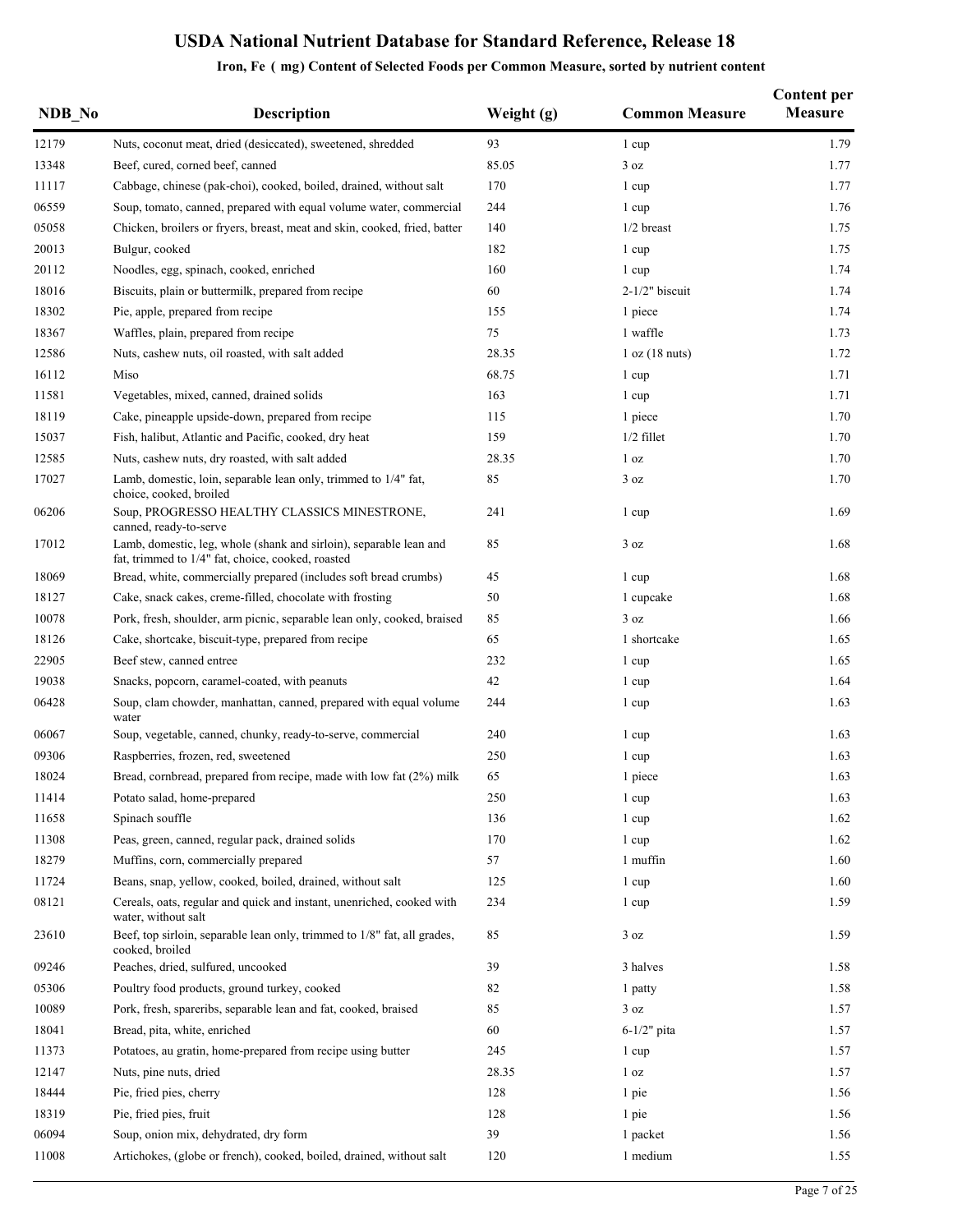# USDA National Nutrient Database for Standard Reference, Release 18

## Iron, Fe ( mg) Content of Selected Foods per Common Measure, sorted by nutrient content

| NDB_No | Description | Weight (g) | Common Measure | Content per Measure |
|---|---|---|---|---|
| 12179 | Nuts, coconut meat, dried (desiccated), sweetened, shredded | 93 | 1 cup | 1.79 |
| 13348 | Beef, cured, corned beef, canned | 85.05 | 3 oz | 1.77 |
| 11117 | Cabbage, chinese (pak-choi), cooked, boiled, drained, without salt | 170 | 1 cup | 1.77 |
| 06559 | Soup, tomato, canned, prepared with equal volume water, commercial | 244 | 1 cup | 1.76 |
| 05058 | Chicken, broilers or fryers, breast, meat and skin, cooked, fried, batter | 140 | 1/2 breast | 1.75 |
| 20013 | Bulgur, cooked | 182 | 1 cup | 1.75 |
| 20112 | Noodles, egg, spinach, cooked, enriched | 160 | 1 cup | 1.74 |
| 18016 | Biscuits, plain or buttermilk, prepared from recipe | 60 | 2-1/2" biscuit | 1.74 |
| 18302 | Pie, apple, prepared from recipe | 155 | 1 piece | 1.74 |
| 18367 | Waffles, plain, prepared from recipe | 75 | 1 waffle | 1.73 |
| 12586 | Nuts, cashew nuts, oil roasted, with salt added | 28.35 | 1 oz (18 nuts) | 1.72 |
| 16112 | Miso | 68.75 | 1 cup | 1.71 |
| 11581 | Vegetables, mixed, canned, drained solids | 163 | 1 cup | 1.71 |
| 18119 | Cake, pineapple upside-down, prepared from recipe | 115 | 1 piece | 1.70 |
| 15037 | Fish, halibut, Atlantic and Pacific, cooked, dry heat | 159 | 1/2 fillet | 1.70 |
| 12585 | Nuts, cashew nuts, dry roasted, with salt added | 28.35 | 1 oz | 1.70 |
| 17027 | Lamb, domestic, loin, separable lean only, trimmed to 1/4" fat, choice, cooked, broiled | 85 | 3 oz | 1.70 |
| 06206 | Soup, PROGRESSO HEALTHY CLASSICS MINESTRONE, canned, ready-to-serve | 241 | 1 cup | 1.69 |
| 17012 | Lamb, domestic, leg, whole (shank and sirloin), separable lean and fat, trimmed to 1/4" fat, choice, cooked, roasted | 85 | 3 oz | 1.68 |
| 18069 | Bread, white, commercially prepared (includes soft bread crumbs) | 45 | 1 cup | 1.68 |
| 18127 | Cake, snack cakes, creme-filled, chocolate with frosting | 50 | 1 cupcake | 1.68 |
| 10078 | Pork, fresh, shoulder, arm picnic, separable lean only, cooked, braised | 85 | 3 oz | 1.66 |
| 18126 | Cake, shortcake, biscuit-type, prepared from recipe | 65 | 1 shortcake | 1.65 |
| 22905 | Beef stew, canned entree | 232 | 1 cup | 1.65 |
| 19038 | Snacks, popcorn, caramel-coated, with peanuts | 42 | 1 cup | 1.64 |
| 06428 | Soup, clam chowder, manhattan, canned, prepared with equal volume water | 244 | 1 cup | 1.63 |
| 06067 | Soup, vegetable, canned, chunky, ready-to-serve, commercial | 240 | 1 cup | 1.63 |
| 09306 | Raspberries, frozen, red, sweetened | 250 | 1 cup | 1.63 |
| 18024 | Bread, cornbread, prepared from recipe, made with low fat (2%) milk | 65 | 1 piece | 1.63 |
| 11414 | Potato salad, home-prepared | 250 | 1 cup | 1.63 |
| 11658 | Spinach souffle | 136 | 1 cup | 1.62 |
| 11308 | Peas, green, canned, regular pack, drained solids | 170 | 1 cup | 1.62 |
| 18279 | Muffins, corn, commercially prepared | 57 | 1 muffin | 1.60 |
| 11724 | Beans, snap, yellow, cooked, boiled, drained, without salt | 125 | 1 cup | 1.60 |
| 08121 | Cereals, oats, regular and quick and instant, unenriched, cooked with water, without salt | 234 | 1 cup | 1.59 |
| 23610 | Beef, top sirloin, separable lean only, trimmed to 1/8" fat, all grades, cooked, broiled | 85 | 3 oz | 1.59 |
| 09246 | Peaches, dried, sulfured, uncooked | 39 | 3 halves | 1.58 |
| 05306 | Poultry food products, ground turkey, cooked | 82 | 1 patty | 1.58 |
| 10089 | Pork, fresh, spareribs, separable lean and fat, cooked, braised | 85 | 3 oz | 1.57 |
| 18041 | Bread, pita, white, enriched | 60 | 6-1/2" pita | 1.57 |
| 11373 | Potatoes, au gratin, home-prepared from recipe using butter | 245 | 1 cup | 1.57 |
| 12147 | Nuts, pine nuts, dried | 28.35 | 1 oz | 1.57 |
| 18444 | Pie, fried pies, cherry | 128 | 1 pie | 1.56 |
| 18319 | Pie, fried pies, fruit | 128 | 1 pie | 1.56 |
| 06094 | Soup, onion mix, dehydrated, dry form | 39 | 1 packet | 1.56 |
| 11008 | Artichokes, (globe or french), cooked, boiled, drained, without salt | 120 | 1 medium | 1.55 |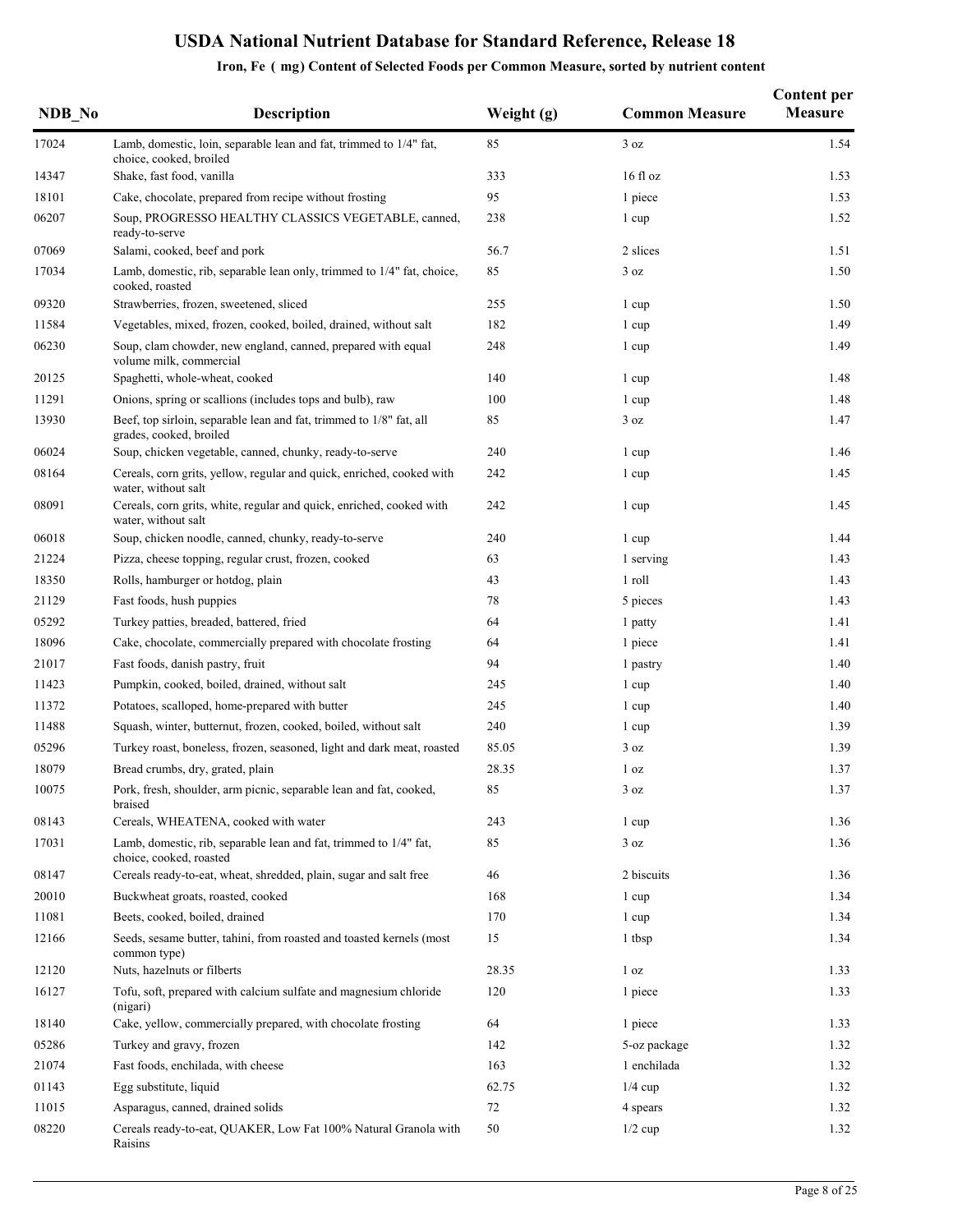# USDA National Nutrient Database for Standard Reference, Release 18

## Iron, Fe ( mg) Content of Selected Foods per Common Measure, sorted by nutrient content

| NDB_No | Description | Weight (g) | Common Measure | Content per Measure |
|---|---|---|---|---|
| 17024 | Lamb, domestic, loin, separable lean and fat, trimmed to 1/4" fat, choice, cooked, broiled | 85 | 3 oz | 1.54 |
| 14347 | Shake, fast food, vanilla | 333 | 16 fl oz | 1.53 |
| 18101 | Cake, chocolate, prepared from recipe without frosting | 95 | 1 piece | 1.53 |
| 06207 | Soup, PROGRESSO HEALTHY CLASSICS VEGETABLE, canned, ready-to-serve | 238 | 1 cup | 1.52 |
| 07069 | Salami, cooked, beef and pork | 56.7 | 2 slices | 1.51 |
| 17034 | Lamb, domestic, rib, separable lean only, trimmed to 1/4" fat, choice, cooked, roasted | 85 | 3 oz | 1.50 |
| 09320 | Strawberries, frozen, sweetened, sliced | 255 | 1 cup | 1.50 |
| 11584 | Vegetables, mixed, frozen, cooked, boiled, drained, without salt | 182 | 1 cup | 1.49 |
| 06230 | Soup, clam chowder, new england, canned, prepared with equal volume milk, commercial | 248 | 1 cup | 1.49 |
| 20125 | Spaghetti, whole-wheat, cooked | 140 | 1 cup | 1.48 |
| 11291 | Onions, spring or scallions (includes tops and bulb), raw | 100 | 1 cup | 1.48 |
| 13930 | Beef, top sirloin, separable lean and fat, trimmed to 1/8" fat, all grades, cooked, broiled | 85 | 3 oz | 1.47 |
| 06024 | Soup, chicken vegetable, canned, chunky, ready-to-serve | 240 | 1 cup | 1.46 |
| 08164 | Cereals, corn grits, yellow, regular and quick, enriched, cooked with water, without salt | 242 | 1 cup | 1.45 |
| 08091 | Cereals, corn grits, white, regular and quick, enriched, cooked with water, without salt | 242 | 1 cup | 1.45 |
| 06018 | Soup, chicken noodle, canned, chunky, ready-to-serve | 240 | 1 cup | 1.44 |
| 21224 | Pizza, cheese topping, regular crust, frozen, cooked | 63 | 1 serving | 1.43 |
| 18350 | Rolls, hamburger or hotdog, plain | 43 | 1 roll | 1.43 |
| 21129 | Fast foods, hush puppies | 78 | 5 pieces | 1.43 |
| 05292 | Turkey patties, breaded, battered, fried | 64 | 1 patty | 1.41 |
| 18096 | Cake, chocolate, commercially prepared with chocolate frosting | 64 | 1 piece | 1.41 |
| 21017 | Fast foods, danish pastry, fruit | 94 | 1 pastry | 1.40 |
| 11423 | Pumpkin, cooked, boiled, drained, without salt | 245 | 1 cup | 1.40 |
| 11372 | Potatoes, scalloped, home-prepared with butter | 245 | 1 cup | 1.40 |
| 11488 | Squash, winter, butternut, frozen, cooked, boiled, without salt | 240 | 1 cup | 1.39 |
| 05296 | Turkey roast, boneless, frozen, seasoned, light and dark meat, roasted | 85.05 | 3 oz | 1.39 |
| 18079 | Bread crumbs, dry, grated, plain | 28.35 | 1 oz | 1.37 |
| 10075 | Pork, fresh, shoulder, arm picnic, separable lean and fat, cooked, braised | 85 | 3 oz | 1.37 |
| 08143 | Cereals, WHEATENA, cooked with water | 243 | 1 cup | 1.36 |
| 17031 | Lamb, domestic, rib, separable lean and fat, trimmed to 1/4" fat, choice, cooked, roasted | 85 | 3 oz | 1.36 |
| 08147 | Cereals ready-to-eat, wheat, shredded, plain, sugar and salt free | 46 | 2 biscuits | 1.36 |
| 20010 | Buckwheat groats, roasted, cooked | 168 | 1 cup | 1.34 |
| 11081 | Beets, cooked, boiled, drained | 170 | 1 cup | 1.34 |
| 12166 | Seeds, sesame butter, tahini, from roasted and toasted kernels (most common type) | 15 | 1 tbsp | 1.34 |
| 12120 | Nuts, hazelnuts or filberts | 28.35 | 1 oz | 1.33 |
| 16127 | Tofu, soft, prepared with calcium sulfate and magnesium chloride (nigari) | 120 | 1 piece | 1.33 |
| 18140 | Cake, yellow, commercially prepared, with chocolate frosting | 64 | 1 piece | 1.33 |
| 05286 | Turkey and gravy, frozen | 142 | 5-oz package | 1.32 |
| 21074 | Fast foods, enchilada, with cheese | 163 | 1 enchilada | 1.32 |
| 01143 | Egg substitute, liquid | 62.75 | 1/4 cup | 1.32 |
| 11015 | Asparagus, canned, drained solids | 72 | 4 spears | 1.32 |
| 08220 | Cereals ready-to-eat, QUAKER, Low Fat 100% Natural Granola with Raisins | 50 | 1/2 cup | 1.32 |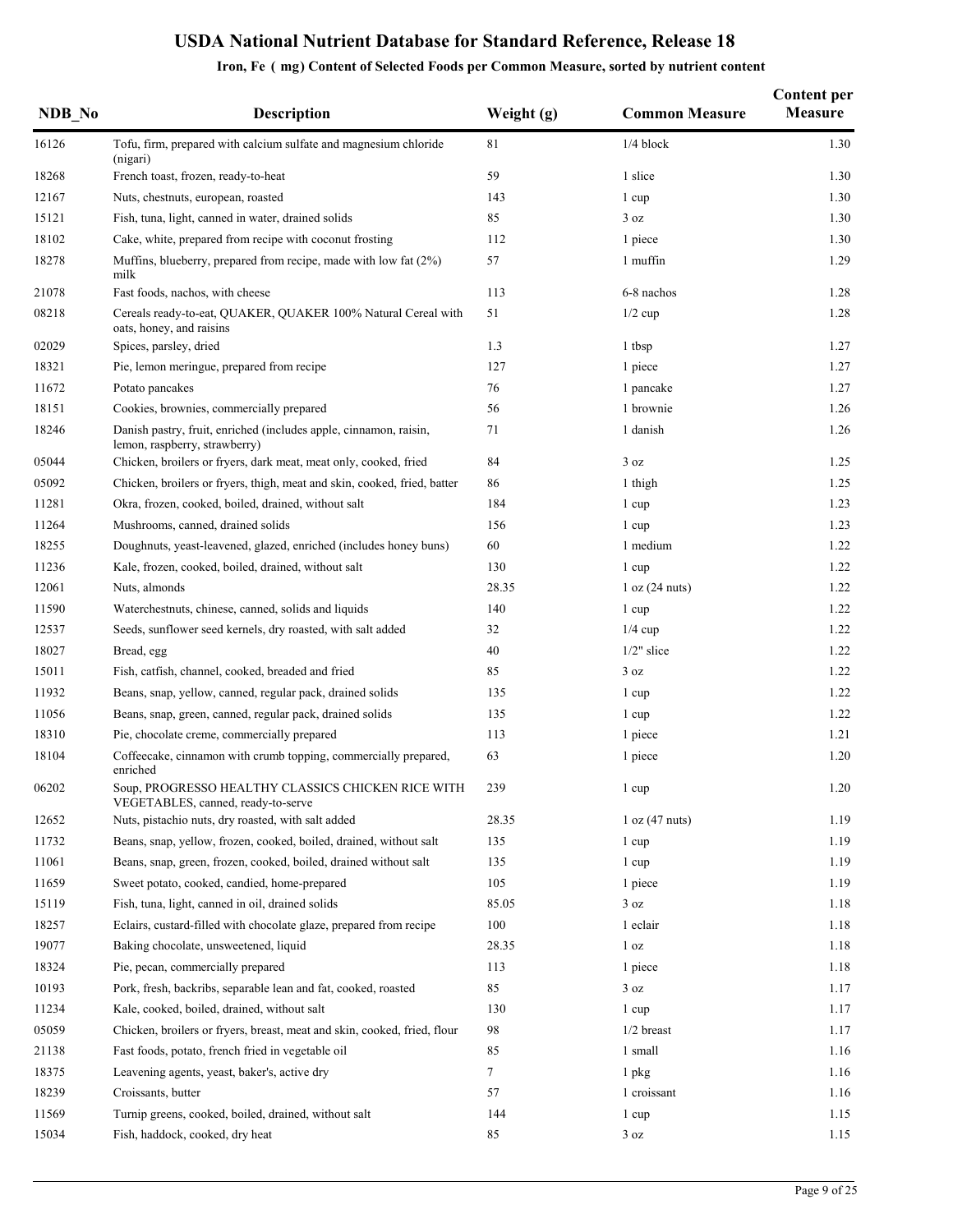# USDA National Nutrient Database for Standard Reference, Release 18

## Iron, Fe ( mg) Content of Selected Foods per Common Measure, sorted by nutrient content

| NDB_No | Description | Weight (g) | Common Measure | Content per Measure |
|---|---|---|---|---|
| 16126 | Tofu, firm, prepared with calcium sulfate and magnesium chloride (nigari) | 81 | 1/4 block | 1.30 |
| 18268 | French toast, frozen, ready-to-heat | 59 | 1 slice | 1.30 |
| 12167 | Nuts, chestnuts, european, roasted | 143 | 1 cup | 1.30 |
| 15121 | Fish, tuna, light, canned in water, drained solids | 85 | 3 oz | 1.30 |
| 18102 | Cake, white, prepared from recipe with coconut frosting | 112 | 1 piece | 1.30 |
| 18278 | Muffins, blueberry, prepared from recipe, made with low fat (2%) milk | 57 | 1 muffin | 1.29 |
| 21078 | Fast foods, nachos, with cheese | 113 | 6-8 nachos | 1.28 |
| 08218 | Cereals ready-to-eat, QUAKER, QUAKER 100% Natural Cereal with oats, honey, and raisins | 51 | 1/2 cup | 1.28 |
| 02029 | Spices, parsley, dried | 1.3 | 1 tbsp | 1.27 |
| 18321 | Pie, lemon meringue, prepared from recipe | 127 | 1 piece | 1.27 |
| 11672 | Potato pancakes | 76 | 1 pancake | 1.27 |
| 18151 | Cookies, brownies, commercially prepared | 56 | 1 brownie | 1.26 |
| 18246 | Danish pastry, fruit, enriched (includes apple, cinnamon, raisin, lemon, raspberry, strawberry) | 71 | 1 danish | 1.26 |
| 05044 | Chicken, broilers or fryers, dark meat, meat only, cooked, fried | 84 | 3 oz | 1.25 |
| 05092 | Chicken, broilers or fryers, thigh, meat and skin, cooked, fried, batter | 86 | 1 thigh | 1.25 |
| 11281 | Okra, frozen, cooked, boiled, drained, without salt | 184 | 1 cup | 1.23 |
| 11264 | Mushrooms, canned, drained solids | 156 | 1 cup | 1.23 |
| 18255 | Doughnuts, yeast-leavened, glazed, enriched (includes honey buns) | 60 | 1 medium | 1.22 |
| 11236 | Kale, frozen, cooked, boiled, drained, without salt | 130 | 1 cup | 1.22 |
| 12061 | Nuts, almonds | 28.35 | 1 oz (24 nuts) | 1.22 |
| 11590 | Waterchestnuts, chinese, canned, solids and liquids | 140 | 1 cup | 1.22 |
| 12537 | Seeds, sunflower seed kernels, dry roasted, with salt added | 32 | 1/4 cup | 1.22 |
| 18027 | Bread, egg | 40 | 1/2" slice | 1.22 |
| 15011 | Fish, catfish, channel, cooked, breaded and fried | 85 | 3 oz | 1.22 |
| 11932 | Beans, snap, yellow, canned, regular pack, drained solids | 135 | 1 cup | 1.22 |
| 11056 | Beans, snap, green, canned, regular pack, drained solids | 135 | 1 cup | 1.22 |
| 18310 | Pie, chocolate creme, commercially prepared | 113 | 1 piece | 1.21 |
| 18104 | Coffeecake, cinnamon with crumb topping, commercially prepared, enriched | 63 | 1 piece | 1.20 |
| 06202 | Soup, PROGRESSO HEALTHY CLASSICS CHICKEN RICE WITH VEGETABLES, canned, ready-to-serve | 239 | 1 cup | 1.20 |
| 12652 | Nuts, pistachio nuts, dry roasted, with salt added | 28.35 | 1 oz (47 nuts) | 1.19 |
| 11732 | Beans, snap, yellow, frozen, cooked, boiled, drained, without salt | 135 | 1 cup | 1.19 |
| 11061 | Beans, snap, green, frozen, cooked, boiled, drained without salt | 135 | 1 cup | 1.19 |
| 11659 | Sweet potato, cooked, candied, home-prepared | 105 | 1 piece | 1.19 |
| 15119 | Fish, tuna, light, canned in oil, drained solids | 85.05 | 3 oz | 1.18 |
| 18257 | Eclairs, custard-filled with chocolate glaze, prepared from recipe | 100 | 1 eclair | 1.18 |
| 19077 | Baking chocolate, unsweetened, liquid | 28.35 | 1 oz | 1.18 |
| 18324 | Pie, pecan, commercially prepared | 113 | 1 piece | 1.18 |
| 10193 | Pork, fresh, backribs, separable lean and fat, cooked, roasted | 85 | 3 oz | 1.17 |
| 11234 | Kale, cooked, boiled, drained, without salt | 130 | 1 cup | 1.17 |
| 05059 | Chicken, broilers or fryers, breast, meat and skin, cooked, fried, flour | 98 | 1/2 breast | 1.17 |
| 21138 | Fast foods, potato, french fried in vegetable oil | 85 | 1 small | 1.16 |
| 18375 | Leavening agents, yeast, baker's, active dry | 7 | 1 pkg | 1.16 |
| 18239 | Croissants, butter | 57 | 1 croissant | 1.16 |
| 11569 | Turnip greens, cooked, boiled, drained, without salt | 144 | 1 cup | 1.15 |
| 15034 | Fish, haddock, cooked, dry heat | 85 | 3 oz | 1.15 |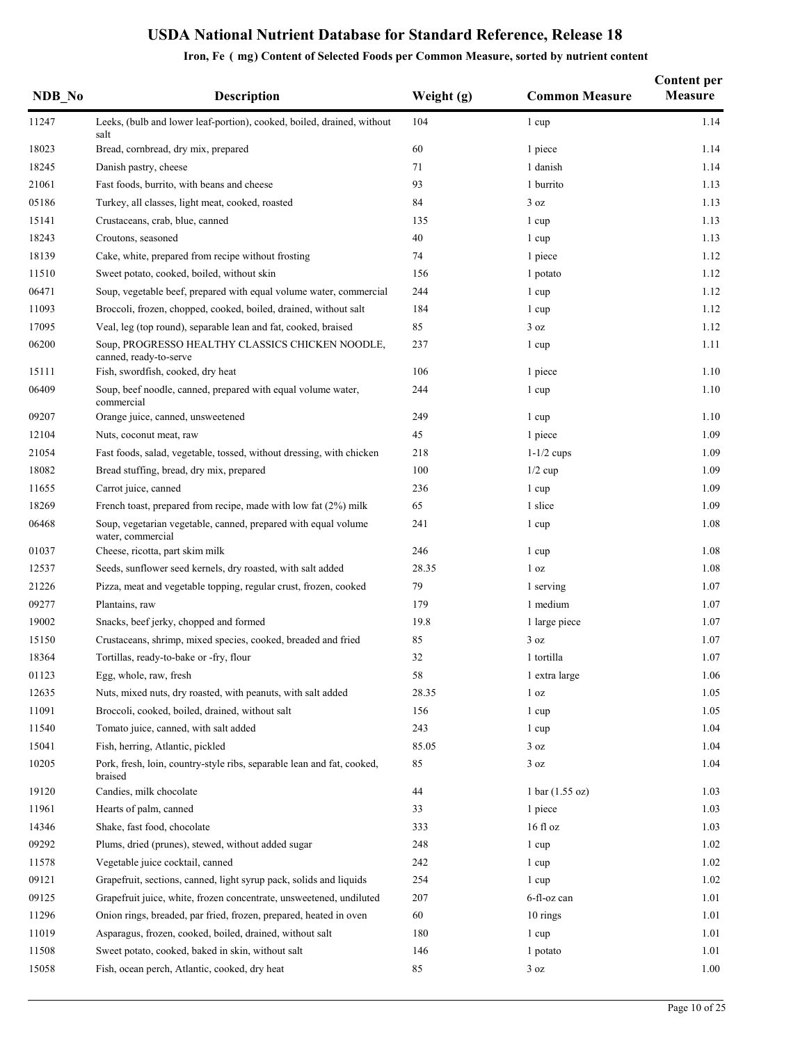# USDA National Nutrient Database for Standard Reference, Release 18

## Iron, Fe ( mg) Content of Selected Foods per Common Measure, sorted by nutrient content

| NDB_No | Description | Weight (g) | Common Measure | Content per Measure |
|---|---|---|---|---|
| 11247 | Leeks, (bulb and lower leaf-portion), cooked, boiled, drained, without salt | 104 | 1 cup | 1.14 |
| 18023 | Bread, cornbread, dry mix, prepared | 60 | 1 piece | 1.14 |
| 18245 | Danish pastry, cheese | 71 | 1 danish | 1.14 |
| 21061 | Fast foods, burrito, with beans and cheese | 93 | 1 burrito | 1.13 |
| 05186 | Turkey, all classes, light meat, cooked, roasted | 84 | 3 oz | 1.13 |
| 15141 | Crustaceans, crab, blue, canned | 135 | 1 cup | 1.13 |
| 18243 | Croutons, seasoned | 40 | 1 cup | 1.13 |
| 18139 | Cake, white, prepared from recipe without frosting | 74 | 1 piece | 1.12 |
| 11510 | Sweet potato, cooked, boiled, without skin | 156 | 1 potato | 1.12 |
| 06471 | Soup, vegetable beef, prepared with equal volume water, commercial | 244 | 1 cup | 1.12 |
| 11093 | Broccoli, frozen, chopped, cooked, boiled, drained, without salt | 184 | 1 cup | 1.12 |
| 17095 | Veal, leg (top round), separable lean and fat, cooked, braised | 85 | 3 oz | 1.12 |
| 06200 | Soup, PROGRESSO HEALTHY CLASSICS CHICKEN NOODLE, canned, ready-to-serve | 237 | 1 cup | 1.11 |
| 15111 | Fish, swordfish, cooked, dry heat | 106 | 1 piece | 1.10 |
| 06409 | Soup, beef noodle, canned, prepared with equal volume water, commercial | 244 | 1 cup | 1.10 |
| 09207 | Orange juice, canned, unsweetened | 249 | 1 cup | 1.10 |
| 12104 | Nuts, coconut meat, raw | 45 | 1 piece | 1.09 |
| 21054 | Fast foods, salad, vegetable, tossed, without dressing, with chicken | 218 | 1-1/2 cups | 1.09 |
| 18082 | Bread stuffing, bread, dry mix, prepared | 100 | 1/2 cup | 1.09 |
| 11655 | Carrot juice, canned | 236 | 1 cup | 1.09 |
| 18269 | French toast, prepared from recipe, made with low fat (2%) milk | 65 | 1 slice | 1.09 |
| 06468 | Soup, vegetarian vegetable, canned, prepared with equal volume water, commercial | 241 | 1 cup | 1.08 |
| 01037 | Cheese, ricotta, part skim milk | 246 | 1 cup | 1.08 |
| 12537 | Seeds, sunflower seed kernels, dry roasted, with salt added | 28.35 | 1 oz | 1.08 |
| 21226 | Pizza, meat and vegetable topping, regular crust, frozen, cooked | 79 | 1 serving | 1.07 |
| 09277 | Plantains, raw | 179 | 1 medium | 1.07 |
| 19002 | Snacks, beef jerky, chopped and formed | 19.8 | 1 large piece | 1.07 |
| 15150 | Crustaceans, shrimp, mixed species, cooked, breaded and fried | 85 | 3 oz | 1.07 |
| 18364 | Tortillas, ready-to-bake or -fry, flour | 32 | 1 tortilla | 1.07 |
| 01123 | Egg, whole, raw, fresh | 58 | 1 extra large | 1.06 |
| 12635 | Nuts, mixed nuts, dry roasted, with peanuts, with salt added | 28.35 | 1 oz | 1.05 |
| 11091 | Broccoli, cooked, boiled, drained, without salt | 156 | 1 cup | 1.05 |
| 11540 | Tomato juice, canned, with salt added | 243 | 1 cup | 1.04 |
| 15041 | Fish, herring, Atlantic, pickled | 85.05 | 3 oz | 1.04 |
| 10205 | Pork, fresh, loin, country-style ribs, separable lean and fat, cooked, braised | 85 | 3 oz | 1.04 |
| 19120 | Candies, milk chocolate | 44 | 1 bar (1.55 oz) | 1.03 |
| 11961 | Hearts of palm, canned | 33 | 1 piece | 1.03 |
| 14346 | Shake, fast food, chocolate | 333 | 16 fl oz | 1.03 |
| 09292 | Plums, dried (prunes), stewed, without added sugar | 248 | 1 cup | 1.02 |
| 11578 | Vegetable juice cocktail, canned | 242 | 1 cup | 1.02 |
| 09121 | Grapefruit, sections, canned, light syrup pack, solids and liquids | 254 | 1 cup | 1.02 |
| 09125 | Grapefruit juice, white, frozen concentrate, unsweetened, undiluted | 207 | 6-fl-oz can | 1.01 |
| 11296 | Onion rings, breaded, par fried, frozen, prepared, heated in oven | 60 | 10 rings | 1.01 |
| 11019 | Asparagus, frozen, cooked, boiled, drained, without salt | 180 | 1 cup | 1.01 |
| 11508 | Sweet potato, cooked, baked in skin, without salt | 146 | 1 potato | 1.01 |
| 15058 | Fish, ocean perch, Atlantic, cooked, dry heat | 85 | 3 oz | 1.00 |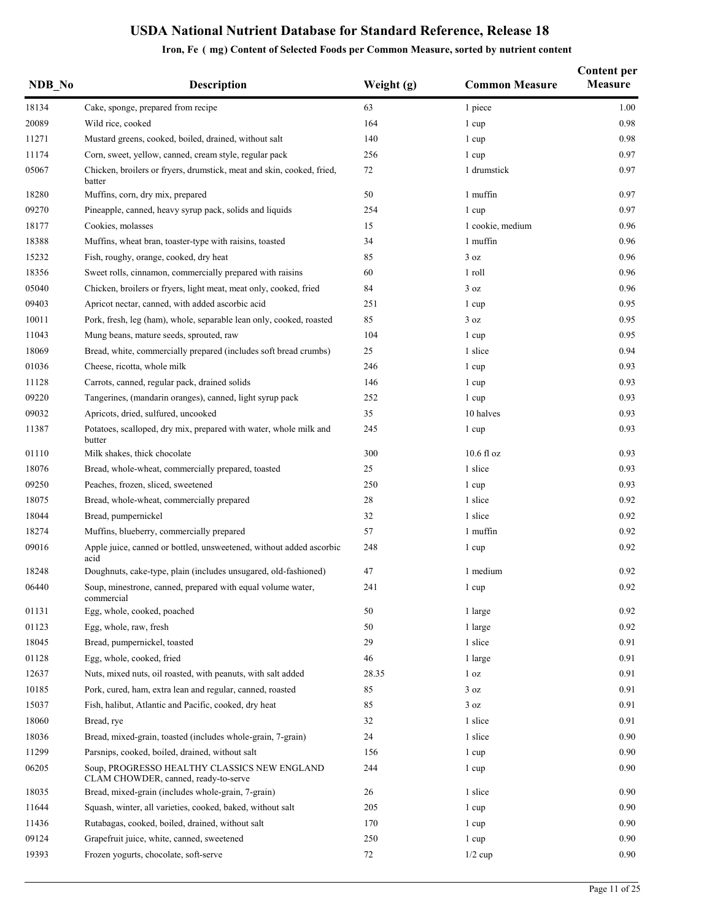# USDA National Nutrient Database for Standard Reference, Release 18

## Iron, Fe ( mg) Content of Selected Foods per Common Measure, sorted by nutrient content

| NDB_No | Description | Weight (g) | Common Measure | Content per Measure |
|---|---|---|---|---|
| 18134 | Cake, sponge, prepared from recipe | 63 | 1 piece | 1.00 |
| 20089 | Wild rice, cooked | 164 | 1 cup | 0.98 |
| 11271 | Mustard greens, cooked, boiled, drained, without salt | 140 | 1 cup | 0.98 |
| 11174 | Corn, sweet, yellow, canned, cream style, regular pack | 256 | 1 cup | 0.97 |
| 05067 | Chicken, broilers or fryers, drumstick, meat and skin, cooked, fried, batter | 72 | 1 drumstick | 0.97 |
| 18280 | Muffins, corn, dry mix, prepared | 50 | 1 muffin | 0.97 |
| 09270 | Pineapple, canned, heavy syrup pack, solids and liquids | 254 | 1 cup | 0.97 |
| 18177 | Cookies, molasses | 15 | 1 cookie, medium | 0.96 |
| 18388 | Muffins, wheat bran, toaster-type with raisins, toasted | 34 | 1 muffin | 0.96 |
| 15232 | Fish, roughy, orange, cooked, dry heat | 85 | 3 oz | 0.96 |
| 18356 | Sweet rolls, cinnamon, commercially prepared with raisins | 60 | 1 roll | 0.96 |
| 05040 | Chicken, broilers or fryers, light meat, meat only, cooked, fried | 84 | 3 oz | 0.96 |
| 09403 | Apricot nectar, canned, with added ascorbic acid | 251 | 1 cup | 0.95 |
| 10011 | Pork, fresh, leg (ham), whole, separable lean only, cooked, roasted | 85 | 3 oz | 0.95 |
| 11043 | Mung beans, mature seeds, sprouted, raw | 104 | 1 cup | 0.95 |
| 18069 | Bread, white, commercially prepared (includes soft bread crumbs) | 25 | 1 slice | 0.94 |
| 01036 | Cheese, ricotta, whole milk | 246 | 1 cup | 0.93 |
| 11128 | Carrots, canned, regular pack, drained solids | 146 | 1 cup | 0.93 |
| 09220 | Tangerines, (mandarin oranges), canned, light syrup pack | 252 | 1 cup | 0.93 |
| 09032 | Apricots, dried, sulfured, uncooked | 35 | 10 halves | 0.93 |
| 11387 | Potatoes, scalloped, dry mix, prepared with water, whole milk and butter | 245 | 1 cup | 0.93 |
| 01110 | Milk shakes, thick chocolate | 300 | 10.6 fl oz | 0.93 |
| 18076 | Bread, whole-wheat, commercially prepared, toasted | 25 | 1 slice | 0.93 |
| 09250 | Peaches, frozen, sliced, sweetened | 250 | 1 cup | 0.93 |
| 18075 | Bread, whole-wheat, commercially prepared | 28 | 1 slice | 0.92 |
| 18044 | Bread, pumpernickel | 32 | 1 slice | 0.92 |
| 18274 | Muffins, blueberry, commercially prepared | 57 | 1 muffin | 0.92 |
| 09016 | Apple juice, canned or bottled, unsweetened, without added ascorbic acid | 248 | 1 cup | 0.92 |
| 18248 | Doughnuts, cake-type, plain (includes unsugared, old-fashioned) | 47 | 1 medium | 0.92 |
| 06440 | Soup, minestrone, canned, prepared with equal volume water, commercial | 241 | 1 cup | 0.92 |
| 01131 | Egg, whole, cooked, poached | 50 | 1 large | 0.92 |
| 01123 | Egg, whole, raw, fresh | 50 | 1 large | 0.92 |
| 18045 | Bread, pumpernickel, toasted | 29 | 1 slice | 0.91 |
| 01128 | Egg, whole, cooked, fried | 46 | 1 large | 0.91 |
| 12637 | Nuts, mixed nuts, oil roasted, with peanuts, with salt added | 28.35 | 1 oz | 0.91 |
| 10185 | Pork, cured, ham, extra lean and regular, canned, roasted | 85 | 3 oz | 0.91 |
| 15037 | Fish, halibut, Atlantic and Pacific, cooked, dry heat | 85 | 3 oz | 0.91 |
| 18060 | Bread, rye | 32 | 1 slice | 0.91 |
| 18036 | Bread, mixed-grain, toasted (includes whole-grain, 7-grain) | 24 | 1 slice | 0.90 |
| 11299 | Parsnips, cooked, boiled, drained, without salt | 156 | 1 cup | 0.90 |
| 06205 | Soup, PROGRESSO HEALTHY CLASSICS NEW ENGLAND CLAM CHOWDER, canned, ready-to-serve | 244 | 1 cup | 0.90 |
| 18035 | Bread, mixed-grain (includes whole-grain, 7-grain) | 26 | 1 slice | 0.90 |
| 11644 | Squash, winter, all varieties, cooked, baked, without salt | 205 | 1 cup | 0.90 |
| 11436 | Rutabagas, cooked, boiled, drained, without salt | 170 | 1 cup | 0.90 |
| 09124 | Grapefruit juice, white, canned, sweetened | 250 | 1 cup | 0.90 |
| 19393 | Frozen yogurts, chocolate, soft-serve | 72 | 1/2 cup | 0.90 |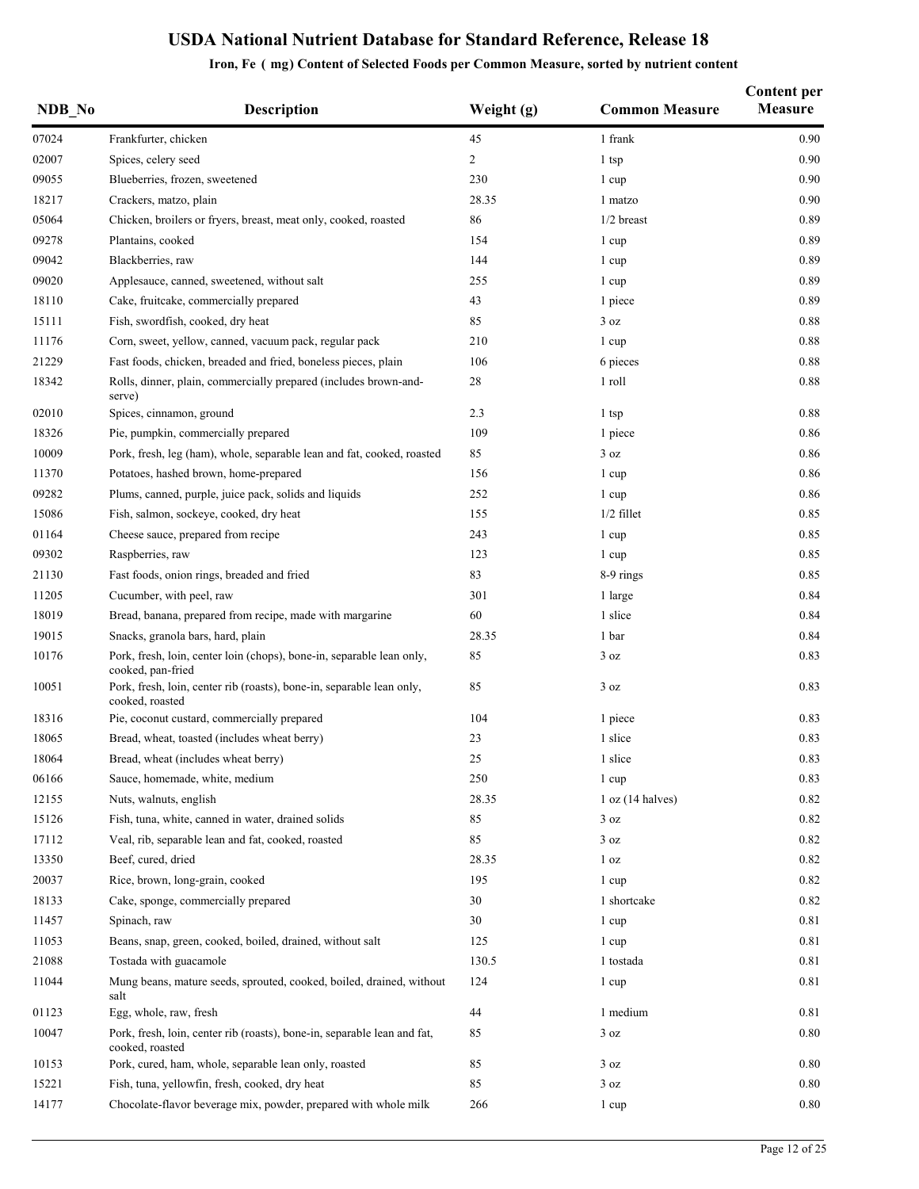# USDA National Nutrient Database for Standard Reference, Release 18

## Iron, Fe ( mg) Content of Selected Foods per Common Measure, sorted by nutrient content

| NDB_No | Description | Weight (g) | Common Measure | Content per Measure |
|---|---|---|---|---|
| 07024 | Frankfurter, chicken | 45 | 1 frank | 0.90 |
| 02007 | Spices, celery seed | 2 | 1 tsp | 0.90 |
| 09055 | Blueberries, frozen, sweetened | 230 | 1 cup | 0.90 |
| 18217 | Crackers, matzo, plain | 28.35 | 1 matzo | 0.90 |
| 05064 | Chicken, broilers or fryers, breast, meat only, cooked, roasted | 86 | 1/2 breast | 0.89 |
| 09278 | Plantains, cooked | 154 | 1 cup | 0.89 |
| 09042 | Blackberries, raw | 144 | 1 cup | 0.89 |
| 09020 | Applesauce, canned, sweetened, without salt | 255 | 1 cup | 0.89 |
| 18110 | Cake, fruitcake, commercially prepared | 43 | 1 piece | 0.89 |
| 15111 | Fish, swordfish, cooked, dry heat | 85 | 3 oz | 0.88 |
| 11176 | Corn, sweet, yellow, canned, vacuum pack, regular pack | 210 | 1 cup | 0.88 |
| 21229 | Fast foods, chicken, breaded and fried, boneless pieces, plain | 106 | 6 pieces | 0.88 |
| 18342 | Rolls, dinner, plain, commercially prepared (includes brown-and-serve) | 28 | 1 roll | 0.88 |
| 02010 | Spices, cinnamon, ground | 2.3 | 1 tsp | 0.88 |
| 18326 | Pie, pumpkin, commercially prepared | 109 | 1 piece | 0.86 |
| 10009 | Pork, fresh, leg (ham), whole, separable lean and fat, cooked, roasted | 85 | 3 oz | 0.86 |
| 11370 | Potatoes, hashed brown, home-prepared | 156 | 1 cup | 0.86 |
| 09282 | Plums, canned, purple, juice pack, solids and liquids | 252 | 1 cup | 0.86 |
| 15086 | Fish, salmon, sockeye, cooked, dry heat | 155 | 1/2 fillet | 0.85 |
| 01164 | Cheese sauce, prepared from recipe | 243 | 1 cup | 0.85 |
| 09302 | Raspberries, raw | 123 | 1 cup | 0.85 |
| 21130 | Fast foods, onion rings, breaded and fried | 83 | 8-9 rings | 0.85 |
| 11205 | Cucumber, with peel, raw | 301 | 1 large | 0.84 |
| 18019 | Bread, banana, prepared from recipe, made with margarine | 60 | 1 slice | 0.84 |
| 19015 | Snacks, granola bars, hard, plain | 28.35 | 1 bar | 0.84 |
| 10176 | Pork, fresh, loin, center loin (chops), bone-in, separable lean only, cooked, pan-fried | 85 | 3 oz | 0.83 |
| 10051 | Pork, fresh, loin, center rib (roasts), bone-in, separable lean only, cooked, roasted | 85 | 3 oz | 0.83 |
| 18316 | Pie, coconut custard, commercially prepared | 104 | 1 piece | 0.83 |
| 18065 | Bread, wheat, toasted (includes wheat berry) | 23 | 1 slice | 0.83 |
| 18064 | Bread, wheat (includes wheat berry) | 25 | 1 slice | 0.83 |
| 06166 | Sauce, homemade, white, medium | 250 | 1 cup | 0.83 |
| 12155 | Nuts, walnuts, english | 28.35 | 1 oz (14 halves) | 0.82 |
| 15126 | Fish, tuna, white, canned in water, drained solids | 85 | 3 oz | 0.82 |
| 17112 | Veal, rib, separable lean and fat, cooked, roasted | 85 | 3 oz | 0.82 |
| 13350 | Beef, cured, dried | 28.35 | 1 oz | 0.82 |
| 20037 | Rice, brown, long-grain, cooked | 195 | 1 cup | 0.82 |
| 18133 | Cake, sponge, commercially prepared | 30 | 1 shortcake | 0.82 |
| 11457 | Spinach, raw | 30 | 1 cup | 0.81 |
| 11053 | Beans, snap, green, cooked, boiled, drained, without salt | 125 | 1 cup | 0.81 |
| 21088 | Tostada with guacamole | 130.5 | 1 tostada | 0.81 |
| 11044 | Mung beans, mature seeds, sprouted, cooked, boiled, drained, without salt | 124 | 1 cup | 0.81 |
| 01123 | Egg, whole, raw, fresh | 44 | 1 medium | 0.81 |
| 10047 | Pork, fresh, loin, center rib (roasts), bone-in, separable lean and fat, cooked, roasted | 85 | 3 oz | 0.80 |
| 10153 | Pork, cured, ham, whole, separable lean only, roasted | 85 | 3 oz | 0.80 |
| 15221 | Fish, tuna, yellowfin, fresh, cooked, dry heat | 85 | 3 oz | 0.80 |
| 14177 | Chocolate-flavor beverage mix, powder, prepared with whole milk | 266 | 1 cup | 0.80 |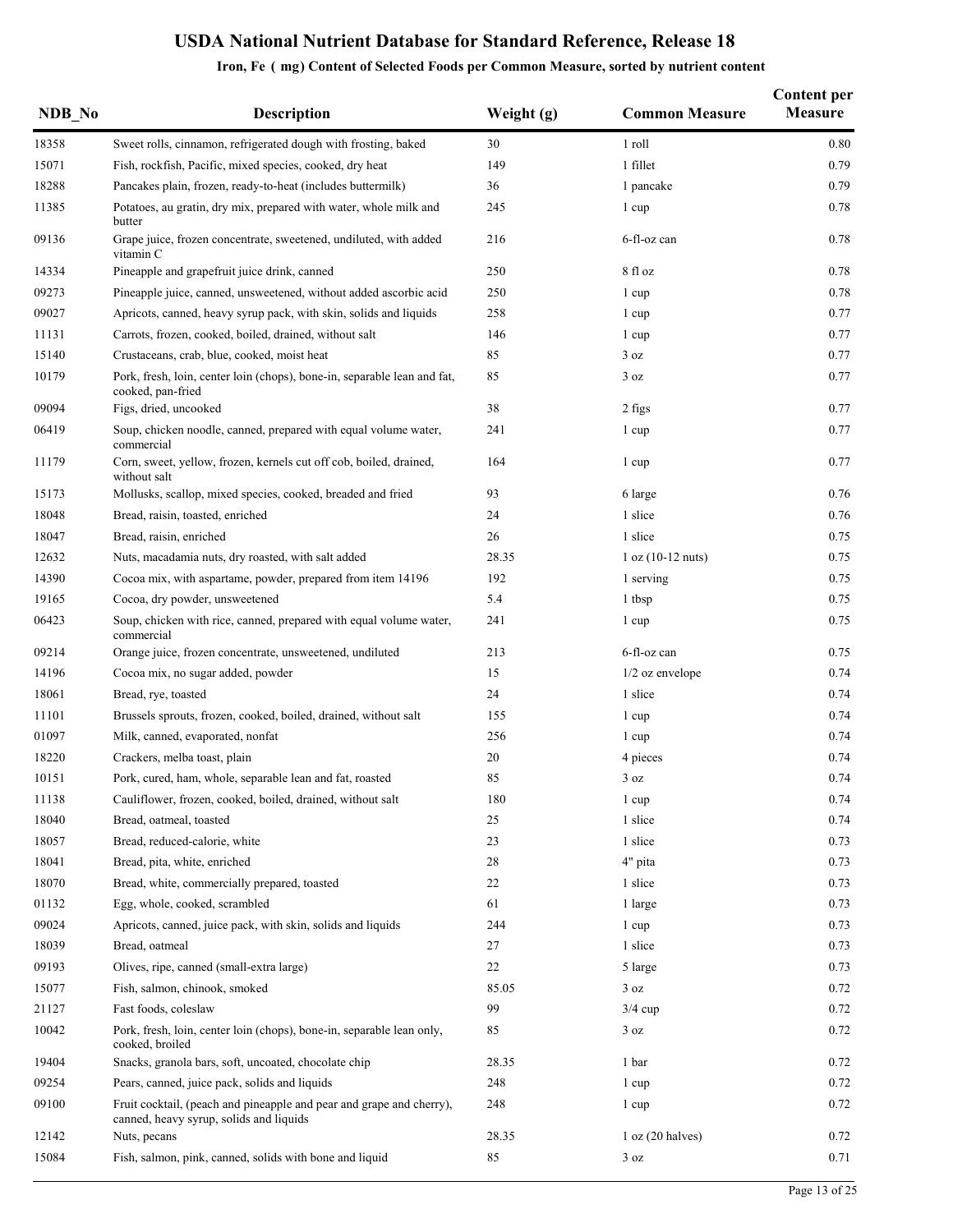# USDA National Nutrient Database for Standard Reference, Release 18

## Iron, Fe ( mg) Content of Selected Foods per Common Measure, sorted by nutrient content

| NDB_No | Description | Weight (g) | Common Measure | Content per Measure |
|---|---|---|---|---|
| 18358 | Sweet rolls, cinnamon, refrigerated dough with frosting, baked | 30 | 1 roll | 0.80 |
| 15071 | Fish, rockfish, Pacific, mixed species, cooked, dry heat | 149 | 1 fillet | 0.79 |
| 18288 | Pancakes plain, frozen, ready-to-heat (includes buttermilk) | 36 | 1 pancake | 0.79 |
| 11385 | Potatoes, au gratin, dry mix, prepared with water, whole milk and butter | 245 | 1 cup | 0.78 |
| 09136 | Grape juice, frozen concentrate, sweetened, undiluted, with added vitamin C | 216 | 6-fl-oz can | 0.78 |
| 14334 | Pineapple and grapefruit juice drink, canned | 250 | 8 fl oz | 0.78 |
| 09273 | Pineapple juice, canned, unsweetened, without added ascorbic acid | 250 | 1 cup | 0.78 |
| 09027 | Apricots, canned, heavy syrup pack, with skin, solids and liquids | 258 | 1 cup | 0.77 |
| 11131 | Carrots, frozen, cooked, boiled, drained, without salt | 146 | 1 cup | 0.77 |
| 15140 | Crustaceans, crab, blue, cooked, moist heat | 85 | 3 oz | 0.77 |
| 10179 | Pork, fresh, loin, center loin (chops), bone-in, separable lean and fat, cooked, pan-fried | 85 | 3 oz | 0.77 |
| 09094 | Figs, dried, uncooked | 38 | 2 figs | 0.77 |
| 06419 | Soup, chicken noodle, canned, prepared with equal volume water, commercial | 241 | 1 cup | 0.77 |
| 11179 | Corn, sweet, yellow, frozen, kernels cut off cob, boiled, drained, without salt | 164 | 1 cup | 0.77 |
| 15173 | Mollusks, scallop, mixed species, cooked, breaded and fried | 93 | 6 large | 0.76 |
| 18048 | Bread, raisin, toasted, enriched | 24 | 1 slice | 0.76 |
| 18047 | Bread, raisin, enriched | 26 | 1 slice | 0.75 |
| 12632 | Nuts, macadamia nuts, dry roasted, with salt added | 28.35 | 1 oz (10-12 nuts) | 0.75 |
| 14390 | Cocoa mix, with aspartame, powder, prepared from item 14196 | 192 | 1 serving | 0.75 |
| 19165 | Cocoa, dry powder, unsweetened | 5.4 | 1 tbsp | 0.75 |
| 06423 | Soup, chicken with rice, canned, prepared with equal volume water, commercial | 241 | 1 cup | 0.75 |
| 09214 | Orange juice, frozen concentrate, unsweetened, undiluted | 213 | 6-fl-oz can | 0.75 |
| 14196 | Cocoa mix, no sugar added, powder | 15 | 1/2 oz envelope | 0.74 |
| 18061 | Bread, rye, toasted | 24 | 1 slice | 0.74 |
| 11101 | Brussels sprouts, frozen, cooked, boiled, drained, without salt | 155 | 1 cup | 0.74 |
| 01097 | Milk, canned, evaporated, nonfat | 256 | 1 cup | 0.74 |
| 18220 | Crackers, melba toast, plain | 20 | 4 pieces | 0.74 |
| 10151 | Pork, cured, ham, whole, separable lean and fat, roasted | 85 | 3 oz | 0.74 |
| 11138 | Cauliflower, frozen, cooked, boiled, drained, without salt | 180 | 1 cup | 0.74 |
| 18040 | Bread, oatmeal, toasted | 25 | 1 slice | 0.74 |
| 18057 | Bread, reduced-calorie, white | 23 | 1 slice | 0.73 |
| 18041 | Bread, pita, white, enriched | 28 | 4" pita | 0.73 |
| 18070 | Bread, white, commercially prepared, toasted | 22 | 1 slice | 0.73 |
| 01132 | Egg, whole, cooked, scrambled | 61 | 1 large | 0.73 |
| 09024 | Apricots, canned, juice pack, with skin, solids and liquids | 244 | 1 cup | 0.73 |
| 18039 | Bread, oatmeal | 27 | 1 slice | 0.73 |
| 09193 | Olives, ripe, canned (small-extra large) | 22 | 5 large | 0.73 |
| 15077 | Fish, salmon, chinook, smoked | 85.05 | 3 oz | 0.72 |
| 21127 | Fast foods, coleslaw | 99 | 3/4 cup | 0.72 |
| 10042 | Pork, fresh, loin, center loin (chops), bone-in, separable lean only, cooked, broiled | 85 | 3 oz | 0.72 |
| 19404 | Snacks, granola bars, soft, uncoated, chocolate chip | 28.35 | 1 bar | 0.72 |
| 09254 | Pears, canned, juice pack, solids and liquids | 248 | 1 cup | 0.72 |
| 09100 | Fruit cocktail, (peach and pineapple and pear and grape and cherry), canned, heavy syrup, solids and liquids | 248 | 1 cup | 0.72 |
| 12142 | Nuts, pecans | 28.35 | 1 oz (20 halves) | 0.72 |
| 15084 | Fish, salmon, pink, canned, solids with bone and liquid | 85 | 3 oz | 0.71 |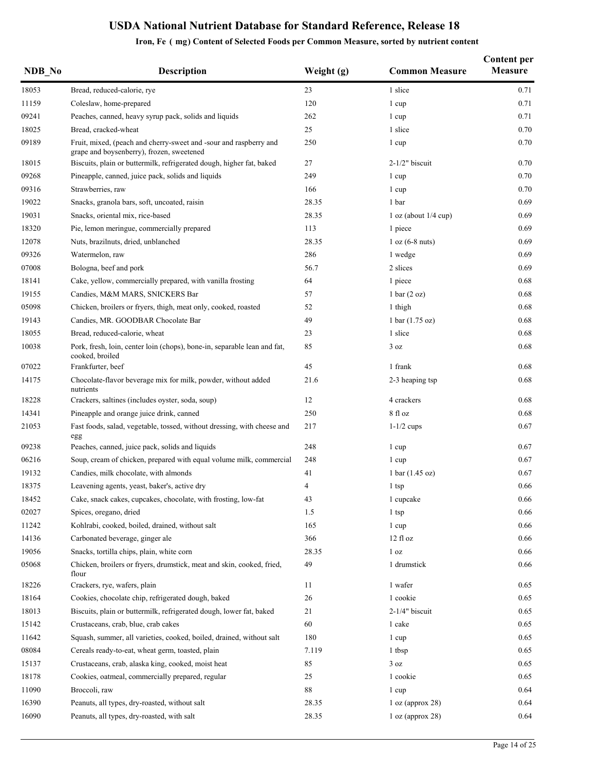# USDA National Nutrient Database for Standard Reference, Release 18

## Iron, Fe ( mg) Content of Selected Foods per Common Measure, sorted by nutrient content

| NDB_No | Description | Weight (g) | Common Measure | Content per Measure |
|---|---|---|---|---|
| 18053 | Bread, reduced-calorie, rye | 23 | 1 slice | 0.71 |
| 11159 | Coleslaw, home-prepared | 120 | 1 cup | 0.71 |
| 09241 | Peaches, canned, heavy syrup pack, solids and liquids | 262 | 1 cup | 0.71 |
| 18025 | Bread, cracked-wheat | 25 | 1 slice | 0.70 |
| 09189 | Fruit, mixed, (peach and cherry-sweet and -sour and raspberry and grape and boysenberry), frozen, sweetened | 250 | 1 cup | 0.70 |
| 18015 | Biscuits, plain or buttermilk, refrigerated dough, higher fat, baked | 27 | 2-1/2" biscuit | 0.70 |
| 09268 | Pineapple, canned, juice pack, solids and liquids | 249 | 1 cup | 0.70 |
| 09316 | Strawberries, raw | 166 | 1 cup | 0.70 |
| 19022 | Snacks, granola bars, soft, uncoated, raisin | 28.35 | 1 bar | 0.69 |
| 19031 | Snacks, oriental mix, rice-based | 28.35 | 1 oz (about 1/4 cup) | 0.69 |
| 18320 | Pie, lemon meringue, commercially prepared | 113 | 1 piece | 0.69 |
| 12078 | Nuts, brazilnuts, dried, unblanched | 28.35 | 1 oz (6-8 nuts) | 0.69 |
| 09326 | Watermelon, raw | 286 | 1 wedge | 0.69 |
| 07008 | Bologna, beef and pork | 56.7 | 2 slices | 0.69 |
| 18141 | Cake, yellow, commercially prepared, with vanilla frosting | 64 | 1 piece | 0.68 |
| 19155 | Candies, M&M MARS, SNICKERS Bar | 57 | 1 bar (2 oz) | 0.68 |
| 05098 | Chicken, broilers or fryers, thigh, meat only, cooked, roasted | 52 | 1 thigh | 0.68 |
| 19143 | Candies, MR. GOODBAR Chocolate Bar | 49 | 1 bar (1.75 oz) | 0.68 |
| 18055 | Bread, reduced-calorie, wheat | 23 | 1 slice | 0.68 |
| 10038 | Pork, fresh, loin, center loin (chops), bone-in, separable lean and fat, cooked, broiled | 85 | 3 oz | 0.68 |
| 07022 | Frankfurter, beef | 45 | 1 frank | 0.68 |
| 14175 | Chocolate-flavor beverage mix for milk, powder, without added nutrients | 21.6 | 2-3 heaping tsp | 0.68 |
| 18228 | Crackers, saltines (includes oyster, soda, soup) | 12 | 4 crackers | 0.68 |
| 14341 | Pineapple and orange juice drink, canned | 250 | 8 fl oz | 0.68 |
| 21053 | Fast foods, salad, vegetable, tossed, without dressing, with cheese and egg | 217 | 1-1/2 cups | 0.67 |
| 09238 | Peaches, canned, juice pack, solids and liquids | 248 | 1 cup | 0.67 |
| 06216 | Soup, cream of chicken, prepared with equal volume milk, commercial | 248 | 1 cup | 0.67 |
| 19132 | Candies, milk chocolate, with almonds | 41 | 1 bar (1.45 oz) | 0.67 |
| 18375 | Leavening agents, yeast, baker's, active dry | 4 | 1 tsp | 0.66 |
| 18452 | Cake, snack cakes, cupcakes, chocolate, with frosting, low-fat | 43 | 1 cupcake | 0.66 |
| 02027 | Spices, oregano, dried | 1.5 | 1 tsp | 0.66 |
| 11242 | Kohlrabi, cooked, boiled, drained, without salt | 165 | 1 cup | 0.66 |
| 14136 | Carbonated beverage, ginger ale | 366 | 12 fl oz | 0.66 |
| 19056 | Snacks, tortilla chips, plain, white corn | 28.35 | 1 oz | 0.66 |
| 05068 | Chicken, broilers or fryers, drumstick, meat and skin, cooked, fried, flour | 49 | 1 drumstick | 0.66 |
| 18226 | Crackers, rye, wafers, plain | 11 | 1 wafer | 0.65 |
| 18164 | Cookies, chocolate chip, refrigerated dough, baked | 26 | 1 cookie | 0.65 |
| 18013 | Biscuits, plain or buttermilk, refrigerated dough, lower fat, baked | 21 | 2-1/4" biscuit | 0.65 |
| 15142 | Crustaceans, crab, blue, crab cakes | 60 | 1 cake | 0.65 |
| 11642 | Squash, summer, all varieties, cooked, boiled, drained, without salt | 180 | 1 cup | 0.65 |
| 08084 | Cereals ready-to-eat, wheat germ, toasted, plain | 7.119 | 1 tbsp | 0.65 |
| 15137 | Crustaceans, crab, alaska king, cooked, moist heat | 85 | 3 oz | 0.65 |
| 18178 | Cookies, oatmeal, commercially prepared, regular | 25 | 1 cookie | 0.65 |
| 11090 | Broccoli, raw | 88 | 1 cup | 0.64 |
| 16390 | Peanuts, all types, dry-roasted, without salt | 28.35 | 1 oz (approx 28) | 0.64 |
| 16090 | Peanuts, all types, dry-roasted, with salt | 28.35 | 1 oz (approx 28) | 0.64 |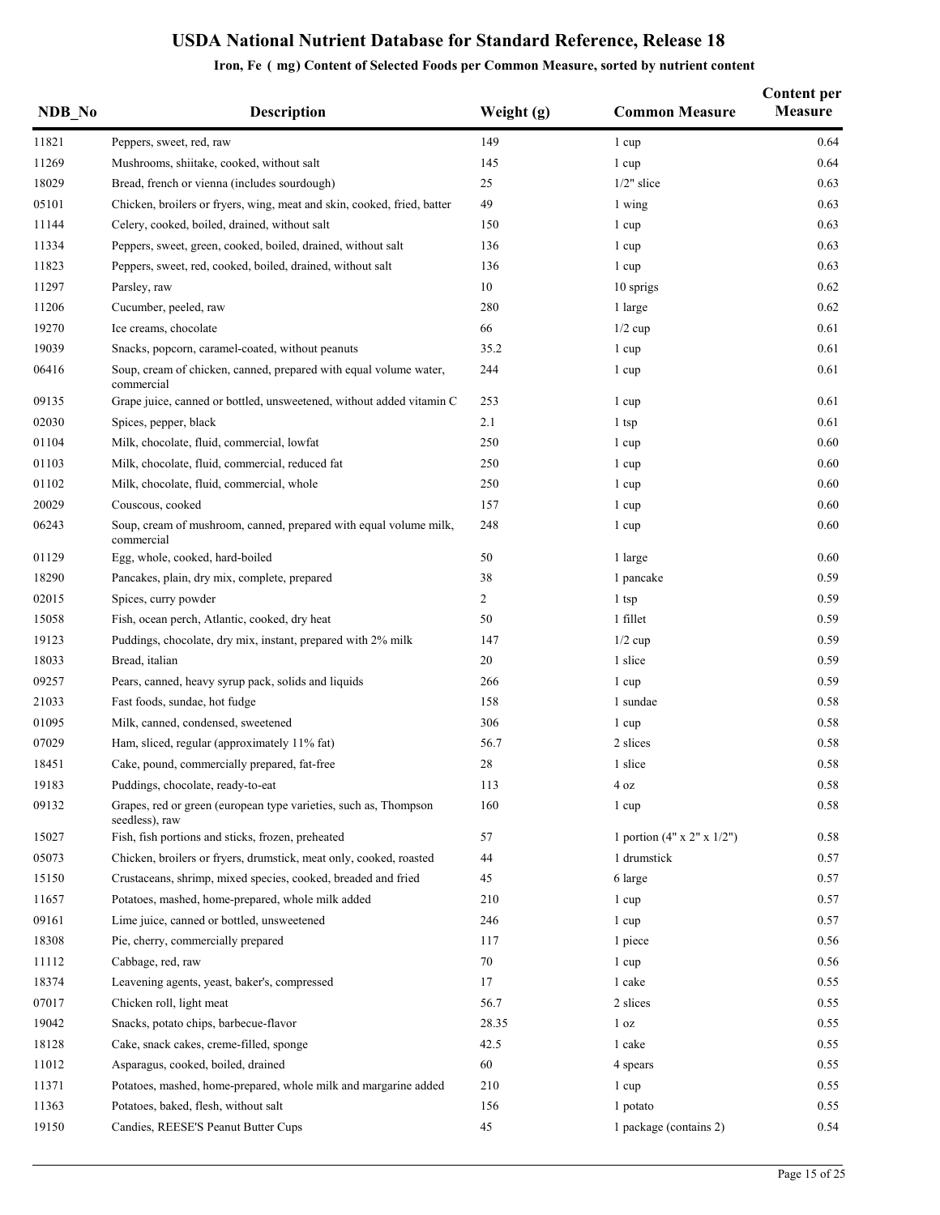# USDA National Nutrient Database for Standard Reference, Release 18

## Iron, Fe ( mg) Content of Selected Foods per Common Measure, sorted by nutrient content

| NDB_No | Description | Weight (g) | Common Measure | Content per Measure |
|---|---|---|---|---|
| 11821 | Peppers, sweet, red, raw | 149 | 1 cup | 0.64 |
| 11269 | Mushrooms, shiitake, cooked, without salt | 145 | 1 cup | 0.64 |
| 18029 | Bread, french or vienna (includes sourdough) | 25 | 1/2" slice | 0.63 |
| 05101 | Chicken, broilers or fryers, wing, meat and skin, cooked, fried, batter | 49 | 1 wing | 0.63 |
| 11144 | Celery, cooked, boiled, drained, without salt | 150 | 1 cup | 0.63 |
| 11334 | Peppers, sweet, green, cooked, boiled, drained, without salt | 136 | 1 cup | 0.63 |
| 11823 | Peppers, sweet, red, cooked, boiled, drained, without salt | 136 | 1 cup | 0.63 |
| 11297 | Parsley, raw | 10 | 10 sprigs | 0.62 |
| 11206 | Cucumber, peeled, raw | 280 | 1 large | 0.62 |
| 19270 | Ice creams, chocolate | 66 | 1/2 cup | 0.61 |
| 19039 | Snacks, popcorn, caramel-coated, without peanuts | 35.2 | 1 cup | 0.61 |
| 06416 | Soup, cream of chicken, canned, prepared with equal volume water, commercial | 244 | 1 cup | 0.61 |
| 09135 | Grape juice, canned or bottled, unsweetened, without added vitamin C | 253 | 1 cup | 0.61 |
| 02030 | Spices, pepper, black | 2.1 | 1 tsp | 0.61 |
| 01104 | Milk, chocolate, fluid, commercial, lowfat | 250 | 1 cup | 0.60 |
| 01103 | Milk, chocolate, fluid, commercial, reduced fat | 250 | 1 cup | 0.60 |
| 01102 | Milk, chocolate, fluid, commercial, whole | 250 | 1 cup | 0.60 |
| 20029 | Couscous, cooked | 157 | 1 cup | 0.60 |
| 06243 | Soup, cream of mushroom, canned, prepared with equal volume milk, commercial | 248 | 1 cup | 0.60 |
| 01129 | Egg, whole, cooked, hard-boiled | 50 | 1 large | 0.60 |
| 18290 | Pancakes, plain, dry mix, complete, prepared | 38 | 1 pancake | 0.59 |
| 02015 | Spices, curry powder | 2 | 1 tsp | 0.59 |
| 15058 | Fish, ocean perch, Atlantic, cooked, dry heat | 50 | 1 fillet | 0.59 |
| 19123 | Puddings, chocolate, dry mix, instant, prepared with 2% milk | 147 | 1/2 cup | 0.59 |
| 18033 | Bread, italian | 20 | 1 slice | 0.59 |
| 09257 | Pears, canned, heavy syrup pack, solids and liquids | 266 | 1 cup | 0.59 |
| 21033 | Fast foods, sundae, hot fudge | 158 | 1 sundae | 0.58 |
| 01095 | Milk, canned, condensed, sweetened | 306 | 1 cup | 0.58 |
| 07029 | Ham, sliced, regular (approximately 11% fat) | 56.7 | 2 slices | 0.58 |
| 18451 | Cake, pound, commercially prepared, fat-free | 28 | 1 slice | 0.58 |
| 19183 | Puddings, chocolate, ready-to-eat | 113 | 4 oz | 0.58 |
| 09132 | Grapes, red or green (european type varieties, such as, Thompson seedless), raw | 160 | 1 cup | 0.58 |
| 15027 | Fish, fish portions and sticks, frozen, preheated | 57 | 1 portion (4" x 2" x 1/2") | 0.58 |
| 05073 | Chicken, broilers or fryers, drumstick, meat only, cooked, roasted | 44 | 1 drumstick | 0.57 |
| 15150 | Crustaceans, shrimp, mixed species, cooked, breaded and fried | 45 | 6 large | 0.57 |
| 11657 | Potatoes, mashed, home-prepared, whole milk added | 210 | 1 cup | 0.57 |
| 09161 | Lime juice, canned or bottled, unsweetened | 246 | 1 cup | 0.57 |
| 18308 | Pie, cherry, commercially prepared | 117 | 1 piece | 0.56 |
| 11112 | Cabbage, red, raw | 70 | 1 cup | 0.56 |
| 18374 | Leavening agents, yeast, baker's, compressed | 17 | 1 cake | 0.55 |
| 07017 | Chicken roll, light meat | 56.7 | 2 slices | 0.55 |
| 19042 | Snacks, potato chips, barbecue-flavor | 28.35 | 1 oz | 0.55 |
| 18128 | Cake, snack cakes, creme-filled, sponge | 42.5 | 1 cake | 0.55 |
| 11012 | Asparagus, cooked, boiled, drained | 60 | 4 spears | 0.55 |
| 11371 | Potatoes, mashed, home-prepared, whole milk and margarine added | 210 | 1 cup | 0.55 |
| 11363 | Potatoes, baked, flesh, without salt | 156 | 1 potato | 0.55 |
| 19150 | Candies, REESE'S Peanut Butter Cups | 45 | 1 package (contains 2) | 0.54 |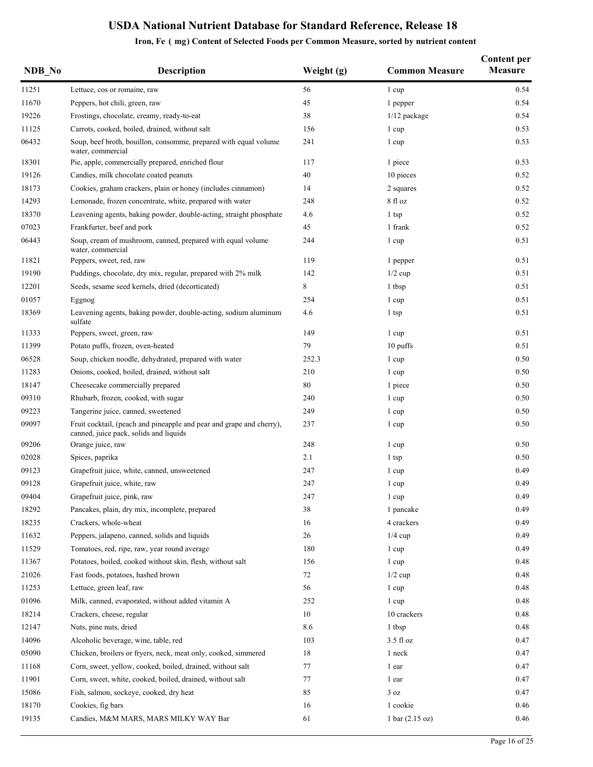# USDA National Nutrient Database for Standard Reference, Release 18

### Iron, Fe ( mg) Content of Selected Foods per Common Measure, sorted by nutrient content

| NDB_No | Description | Weight (g) | Common Measure | Content per Measure |
|---|---|---|---|---|
| 11251 | Lettuce, cos or romaine, raw | 56 | 1 cup | 0.54 |
| 11670 | Peppers, hot chili, green, raw | 45 | 1 pepper | 0.54 |
| 19226 | Frostings, chocolate, creamy, ready-to-eat | 38 | 1/12 package | 0.54 |
| 11125 | Carrots, cooked, boiled, drained, without salt | 156 | 1 cup | 0.53 |
| 06432 | Soup, beef broth, bouillon, consomme, prepared with equal volume water, commercial | 241 | 1 cup | 0.53 |
| 18301 | Pie, apple, commercially prepared, enriched flour | 117 | 1 piece | 0.53 |
| 19126 | Candies, milk chocolate coated peanuts | 40 | 10 pieces | 0.52 |
| 18173 | Cookies, graham crackers, plain or honey (includes cinnamon) | 14 | 2 squares | 0.52 |
| 14293 | Lemonade, frozen concentrate, white, prepared with water | 248 | 8 fl oz | 0.52 |
| 18370 | Leavening agents, baking powder, double-acting, straight phosphate | 4.6 | 1 tsp | 0.52 |
| 07023 | Frankfurter, beef and pork | 45 | 1 frank | 0.52 |
| 06443 | Soup, cream of mushroom, canned, prepared with equal volume water, commercial | 244 | 1 cup | 0.51 |
| 11821 | Peppers, sweet, red, raw | 119 | 1 pepper | 0.51 |
| 19190 | Puddings, chocolate, dry mix, regular, prepared with 2% milk | 142 | 1/2 cup | 0.51 |
| 12201 | Seeds, sesame seed kernels, dried (decorticated) | 8 | 1 tbsp | 0.51 |
| 01057 | Eggnog | 254 | 1 cup | 0.51 |
| 18369 | Leavening agents, baking powder, double-acting, sodium aluminum sulfate | 4.6 | 1 tsp | 0.51 |
| 11333 | Peppers, sweet, green, raw | 149 | 1 cup | 0.51 |
| 11399 | Potato puffs, frozen, oven-heated | 79 | 10 puffs | 0.51 |
| 06528 | Soup, chicken noodle, dehydrated, prepared with water | 252.3 | 1 cup | 0.50 |
| 11283 | Onions, cooked, boiled, drained, without salt | 210 | 1 cup | 0.50 |
| 18147 | Cheesecake commercially prepared | 80 | 1 piece | 0.50 |
| 09310 | Rhubarb, frozen, cooked, with sugar | 240 | 1 cup | 0.50 |
| 09223 | Tangerine juice, canned, sweetened | 249 | 1 cup | 0.50 |
| 09097 | Fruit cocktail, (peach and pineapple and pear and grape and cherry), canned, juice pack, solids and liquids | 237 | 1 cup | 0.50 |
| 09206 | Orange juice, raw | 248 | 1 cup | 0.50 |
| 02028 | Spices, paprika | 2.1 | 1 tsp | 0.50 |
| 09123 | Grapefruit juice, white, canned, unsweetened | 247 | 1 cup | 0.49 |
| 09128 | Grapefruit juice, white, raw | 247 | 1 cup | 0.49 |
| 09404 | Grapefruit juice, pink, raw | 247 | 1 cup | 0.49 |
| 18292 | Pancakes, plain, dry mix, incomplete, prepared | 38 | 1 pancake | 0.49 |
| 18235 | Crackers, whole-wheat | 16 | 4 crackers | 0.49 |
| 11632 | Peppers, jalapeno, canned, solids and liquids | 26 | 1/4 cup | 0.49 |
| 11529 | Tomatoes, red, ripe, raw, year round average | 180 | 1 cup | 0.49 |
| 11367 | Potatoes, boiled, cooked without skin, flesh, without salt | 156 | 1 cup | 0.48 |
| 21026 | Fast foods, potatoes, hashed brown | 72 | 1/2 cup | 0.48 |
| 11253 | Lettuce, green leaf, raw | 56 | 1 cup | 0.48 |
| 01096 | Milk, canned, evaporated, without added vitamin A | 252 | 1 cup | 0.48 |
| 18214 | Crackers, cheese, regular | 10 | 10 crackers | 0.48 |
| 12147 | Nuts, pine nuts, dried | 8.6 | 1 tbsp | 0.48 |
| 14096 | Alcoholic beverage, wine, table, red | 103 | 3.5 fl oz | 0.47 |
| 05090 | Chicken, broilers or fryers, neck, meat only, cooked, simmered | 18 | 1 neck | 0.47 |
| 11168 | Corn, sweet, yellow, cooked, boiled, drained, without salt | 77 | 1 ear | 0.47 |
| 11901 | Corn, sweet, white, cooked, boiled, drained, without salt | 77 | 1 ear | 0.47 |
| 15086 | Fish, salmon, sockeye, cooked, dry heat | 85 | 3 oz | 0.47 |
| 18170 | Cookies, fig bars | 16 | 1 cookie | 0.46 |
| 19135 | Candies, M&M MARS, MARS MILKY WAY Bar | 61 | 1 bar (2.15 oz) | 0.46 |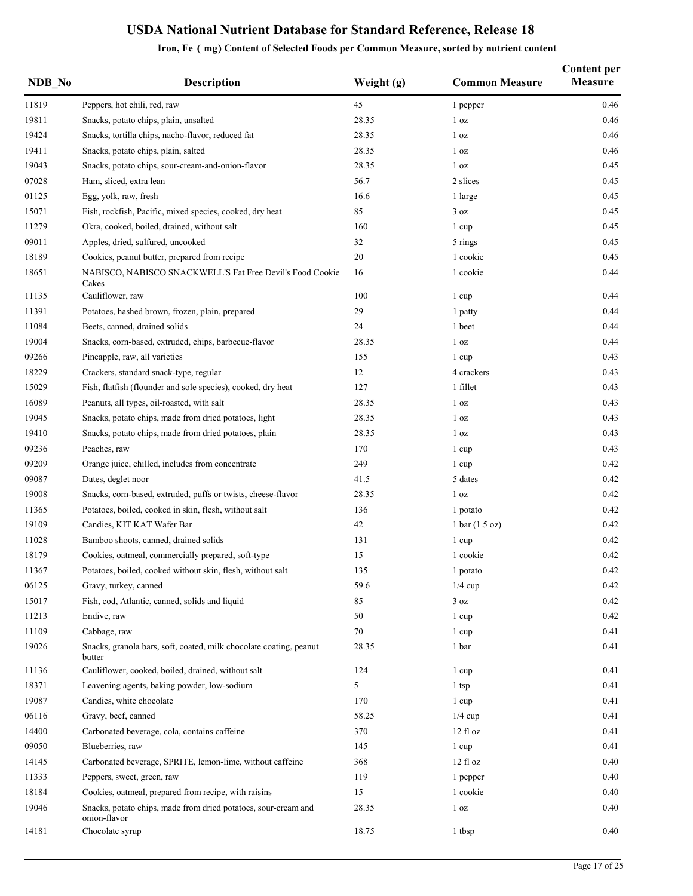# USDA National Nutrient Database for Standard Reference, Release 18

## Iron, Fe ( mg) Content of Selected Foods per Common Measure, sorted by nutrient content

| NDB_No | Description | Weight (g) | Common Measure | Content per Measure |
|---|---|---|---|---|
| 11819 | Peppers, hot chili, red, raw | 45 | 1 pepper | 0.46 |
| 19811 | Snacks, potato chips, plain, unsalted | 28.35 | 1 oz | 0.46 |
| 19424 | Snacks, tortilla chips, nacho-flavor, reduced fat | 28.35 | 1 oz | 0.46 |
| 19411 | Snacks, potato chips, plain, salted | 28.35 | 1 oz | 0.46 |
| 19043 | Snacks, potato chips, sour-cream-and-onion-flavor | 28.35 | 1 oz | 0.45 |
| 07028 | Ham, sliced, extra lean | 56.7 | 2 slices | 0.45 |
| 01125 | Egg, yolk, raw, fresh | 16.6 | 1 large | 0.45 |
| 15071 | Fish, rockfish, Pacific, mixed species, cooked, dry heat | 85 | 3 oz | 0.45 |
| 11279 | Okra, cooked, boiled, drained, without salt | 160 | 1 cup | 0.45 |
| 09011 | Apples, dried, sulfured, uncooked | 32 | 5 rings | 0.45 |
| 18189 | Cookies, peanut butter, prepared from recipe | 20 | 1 cookie | 0.45 |
| 18651 | NABISCO, NABISCO SNACKWELL'S Fat Free Devil's Food Cookie Cakes | 16 | 1 cookie | 0.44 |
| 11135 | Cauliflower, raw | 100 | 1 cup | 0.44 |
| 11391 | Potatoes, hashed brown, frozen, plain, prepared | 29 | 1 patty | 0.44 |
| 11084 | Beets, canned, drained solids | 24 | 1 beet | 0.44 |
| 19004 | Snacks, corn-based, extruded, chips, barbecue-flavor | 28.35 | 1 oz | 0.44 |
| 09266 | Pineapple, raw, all varieties | 155 | 1 cup | 0.43 |
| 18229 | Crackers, standard snack-type, regular | 12 | 4 crackers | 0.43 |
| 15029 | Fish, flatfish (flounder and sole species), cooked, dry heat | 127 | 1 fillet | 0.43 |
| 16089 | Peanuts, all types, oil-roasted, with salt | 28.35 | 1 oz | 0.43 |
| 19045 | Snacks, potato chips, made from dried potatoes, light | 28.35 | 1 oz | 0.43 |
| 19410 | Snacks, potato chips, made from dried potatoes, plain | 28.35 | 1 oz | 0.43 |
| 09236 | Peaches, raw | 170 | 1 cup | 0.43 |
| 09209 | Orange juice, chilled, includes from concentrate | 249 | 1 cup | 0.42 |
| 09087 | Dates, deglet noor | 41.5 | 5 dates | 0.42 |
| 19008 | Snacks, corn-based, extruded, puffs or twists, cheese-flavor | 28.35 | 1 oz | 0.42 |
| 11365 | Potatoes, boiled, cooked in skin, flesh, without salt | 136 | 1 potato | 0.42 |
| 19109 | Candies, KIT KAT Wafer Bar | 42 | 1 bar (1.5 oz) | 0.42 |
| 11028 | Bamboo shoots, canned, drained solids | 131 | 1 cup | 0.42 |
| 18179 | Cookies, oatmeal, commercially prepared, soft-type | 15 | 1 cookie | 0.42 |
| 11367 | Potatoes, boiled, cooked without skin, flesh, without salt | 135 | 1 potato | 0.42 |
| 06125 | Gravy, turkey, canned | 59.6 | 1/4 cup | 0.42 |
| 15017 | Fish, cod, Atlantic, canned, solids and liquid | 85 | 3 oz | 0.42 |
| 11213 | Endive, raw | 50 | 1 cup | 0.42 |
| 11109 | Cabbage, raw | 70 | 1 cup | 0.41 |
| 19026 | Snacks, granola bars, soft, coated, milk chocolate coating, peanut butter | 28.35 | 1 bar | 0.41 |
| 11136 | Cauliflower, cooked, boiled, drained, without salt | 124 | 1 cup | 0.41 |
| 18371 | Leavening agents, baking powder, low-sodium | 5 | 1 tsp | 0.41 |
| 19087 | Candies, white chocolate | 170 | 1 cup | 0.41 |
| 06116 | Gravy, beef, canned | 58.25 | 1/4 cup | 0.41 |
| 14400 | Carbonated beverage, cola, contains caffeine | 370 | 12 fl oz | 0.41 |
| 09050 | Blueberries, raw | 145 | 1 cup | 0.41 |
| 14145 | Carbonated beverage, SPRITE, lemon-lime, without caffeine | 368 | 12 fl oz | 0.40 |
| 11333 | Peppers, sweet, green, raw | 119 | 1 pepper | 0.40 |
| 18184 | Cookies, oatmeal, prepared from recipe, with raisins | 15 | 1 cookie | 0.40 |
| 19046 | Snacks, potato chips, made from dried potatoes, sour-cream and onion-flavor | 28.35 | 1 oz | 0.40 |
| 14181 | Chocolate syrup | 18.75 | 1 tbsp | 0.40 |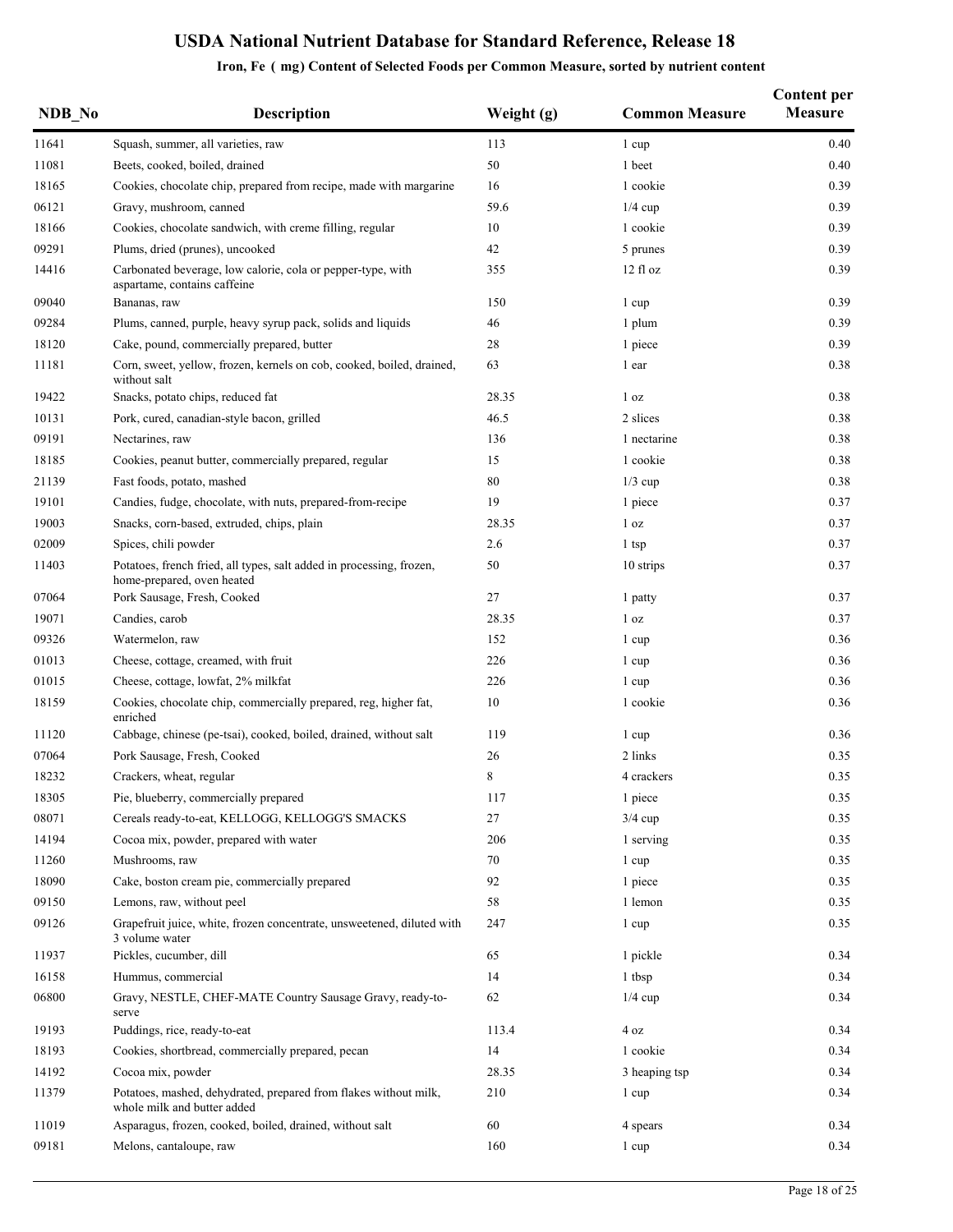# USDA National Nutrient Database for Standard Reference, Release 18

### Iron, Fe ( mg) Content of Selected Foods per Common Measure, sorted by nutrient content

| NDB_No | Description | Weight (g) | Common Measure | Content per Measure |
|---|---|---|---|---|
| 11641 | Squash, summer, all varieties, raw | 113 | 1 cup | 0.40 |
| 11081 | Beets, cooked, boiled, drained | 50 | 1 beet | 0.40 |
| 18165 | Cookies, chocolate chip, prepared from recipe, made with margarine | 16 | 1 cookie | 0.39 |
| 06121 | Gravy, mushroom, canned | 59.6 | 1/4 cup | 0.39 |
| 18166 | Cookies, chocolate sandwich, with creme filling, regular | 10 | 1 cookie | 0.39 |
| 09291 | Plums, dried (prunes), uncooked | 42 | 5 prunes | 0.39 |
| 14416 | Carbonated beverage, low calorie, cola or pepper-type, with aspartame, contains caffeine | 355 | 12 fl oz | 0.39 |
| 09040 | Bananas, raw | 150 | 1 cup | 0.39 |
| 09284 | Plums, canned, purple, heavy syrup pack, solids and liquids | 46 | 1 plum | 0.39 |
| 18120 | Cake, pound, commercially prepared, butter | 28 | 1 piece | 0.39 |
| 11181 | Corn, sweet, yellow, frozen, kernels on cob, cooked, boiled, drained, without salt | 63 | 1 ear | 0.38 |
| 19422 | Snacks, potato chips, reduced fat | 28.35 | 1 oz | 0.38 |
| 10131 | Pork, cured, canadian-style bacon, grilled | 46.5 | 2 slices | 0.38 |
| 09191 | Nectarines, raw | 136 | 1 nectarine | 0.38 |
| 18185 | Cookies, peanut butter, commercially prepared, regular | 15 | 1 cookie | 0.38 |
| 21139 | Fast foods, potato, mashed | 80 | 1/3 cup | 0.38 |
| 19101 | Candies, fudge, chocolate, with nuts, prepared-from-recipe | 19 | 1 piece | 0.37 |
| 19003 | Snacks, corn-based, extruded, chips, plain | 28.35 | 1 oz | 0.37 |
| 02009 | Spices, chili powder | 2.6 | 1 tsp | 0.37 |
| 11403 | Potatoes, french fried, all types, salt added in processing, frozen, home-prepared, oven heated | 50 | 10 strips | 0.37 |
| 07064 | Pork Sausage, Fresh, Cooked | 27 | 1 patty | 0.37 |
| 19071 | Candies, carob | 28.35 | 1 oz | 0.37 |
| 09326 | Watermelon, raw | 152 | 1 cup | 0.36 |
| 01013 | Cheese, cottage, creamed, with fruit | 226 | 1 cup | 0.36 |
| 01015 | Cheese, cottage, lowfat, 2% milkfat | 226 | 1 cup | 0.36 |
| 18159 | Cookies, chocolate chip, commercially prepared, reg, higher fat, enriched | 10 | 1 cookie | 0.36 |
| 11120 | Cabbage, chinese (pe-tsai), cooked, boiled, drained, without salt | 119 | 1 cup | 0.36 |
| 07064 | Pork Sausage, Fresh, Cooked | 26 | 2 links | 0.35 |
| 18232 | Crackers, wheat, regular | 8 | 4 crackers | 0.35 |
| 18305 | Pie, blueberry, commercially prepared | 117 | 1 piece | 0.35 |
| 08071 | Cereals ready-to-eat, KELLOGG, KELLOGG'S SMACKS | 27 | 3/4 cup | 0.35 |
| 14194 | Cocoa mix, powder, prepared with water | 206 | 1 serving | 0.35 |
| 11260 | Mushrooms, raw | 70 | 1 cup | 0.35 |
| 18090 | Cake, boston cream pie, commercially prepared | 92 | 1 piece | 0.35 |
| 09150 | Lemons, raw, without peel | 58 | 1 lemon | 0.35 |
| 09126 | Grapefruit juice, white, frozen concentrate, unsweetened, diluted with 3 volume water | 247 | 1 cup | 0.35 |
| 11937 | Pickles, cucumber, dill | 65 | 1 pickle | 0.34 |
| 16158 | Hummus, commercial | 14 | 1 tbsp | 0.34 |
| 06800 | Gravy, NESTLE, CHEF-MATE Country Sausage Gravy, ready-to-serve | 62 | 1/4 cup | 0.34 |
| 19193 | Puddings, rice, ready-to-eat | 113.4 | 4 oz | 0.34 |
| 18193 | Cookies, shortbread, commercially prepared, pecan | 14 | 1 cookie | 0.34 |
| 14192 | Cocoa mix, powder | 28.35 | 3 heaping tsp | 0.34 |
| 11379 | Potatoes, mashed, dehydrated, prepared from flakes without milk, whole milk and butter added | 210 | 1 cup | 0.34 |
| 11019 | Asparagus, frozen, cooked, boiled, drained, without salt | 60 | 4 spears | 0.34 |
| 09181 | Melons, cantaloupe, raw | 160 | 1 cup | 0.34 |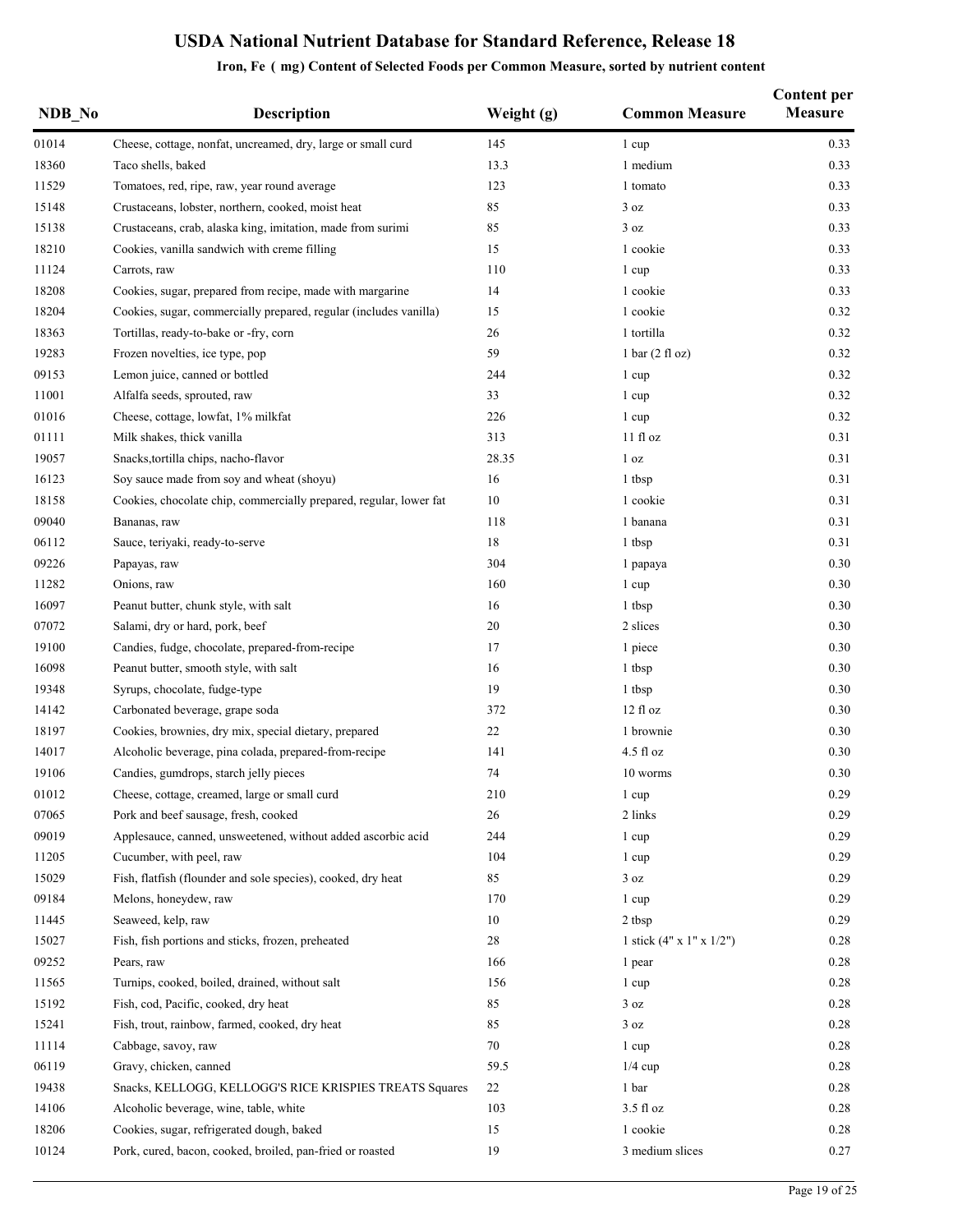# USDA National Nutrient Database for Standard Reference, Release 18

## Iron, Fe ( mg) Content of Selected Foods per Common Measure, sorted by nutrient content

| NDB_No | Description | Weight (g) | Common Measure | Content per Measure |
|---|---|---|---|---|
| 01014 | Cheese, cottage, nonfat, uncreamed, dry, large or small curd | 145 | 1 cup | 0.33 |
| 18360 | Taco shells, baked | 13.3 | 1 medium | 0.33 |
| 11529 | Tomatoes, red, ripe, raw, year round average | 123 | 1 tomato | 0.33 |
| 15148 | Crustaceans, lobster, northern, cooked, moist heat | 85 | 3 oz | 0.33 |
| 15138 | Crustaceans, crab, alaska king, imitation, made from surimi | 85 | 3 oz | 0.33 |
| 18210 | Cookies, vanilla sandwich with creme filling | 15 | 1 cookie | 0.33 |
| 11124 | Carrots, raw | 110 | 1 cup | 0.33 |
| 18208 | Cookies, sugar, prepared from recipe, made with margarine | 14 | 1 cookie | 0.33 |
| 18204 | Cookies, sugar, commercially prepared, regular (includes vanilla) | 15 | 1 cookie | 0.32 |
| 18363 | Tortillas, ready-to-bake or -fry, corn | 26 | 1 tortilla | 0.32 |
| 19283 | Frozen novelties, ice type, pop | 59 | 1 bar (2 fl oz) | 0.32 |
| 09153 | Lemon juice, canned or bottled | 244 | 1 cup | 0.32 |
| 11001 | Alfalfa seeds, sprouted, raw | 33 | 1 cup | 0.32 |
| 01016 | Cheese, cottage, lowfat, 1% milkfat | 226 | 1 cup | 0.32 |
| 01111 | Milk shakes, thick vanilla | 313 | 11 fl oz | 0.31 |
| 19057 | Snacks,tortilla chips, nacho-flavor | 28.35 | 1 oz | 0.31 |
| 16123 | Soy sauce made from soy and wheat (shoyu) | 16 | 1 tbsp | 0.31 |
| 18158 | Cookies, chocolate chip, commercially prepared, regular, lower fat | 10 | 1 cookie | 0.31 |
| 09040 | Bananas, raw | 118 | 1 banana | 0.31 |
| 06112 | Sauce, teriyaki, ready-to-serve | 18 | 1 tbsp | 0.31 |
| 09226 | Papayas, raw | 304 | 1 papaya | 0.30 |
| 11282 | Onions, raw | 160 | 1 cup | 0.30 |
| 16097 | Peanut butter, chunk style, with salt | 16 | 1 tbsp | 0.30 |
| 07072 | Salami, dry or hard, pork, beef | 20 | 2 slices | 0.30 |
| 19100 | Candies, fudge, chocolate, prepared-from-recipe | 17 | 1 piece | 0.30 |
| 16098 | Peanut butter, smooth style, with salt | 16 | 1 tbsp | 0.30 |
| 19348 | Syrups, chocolate, fudge-type | 19 | 1 tbsp | 0.30 |
| 14142 | Carbonated beverage, grape soda | 372 | 12 fl oz | 0.30 |
| 18197 | Cookies, brownies, dry mix, special dietary, prepared | 22 | 1 brownie | 0.30 |
| 14017 | Alcoholic beverage, pina colada, prepared-from-recipe | 141 | 4.5 fl oz | 0.30 |
| 19106 | Candies, gumdrops, starch jelly pieces | 74 | 10 worms | 0.30 |
| 01012 | Cheese, cottage, creamed, large or small curd | 210 | 1 cup | 0.29 |
| 07065 | Pork and beef sausage, fresh, cooked | 26 | 2 links | 0.29 |
| 09019 | Applesauce, canned, unsweetened, without added ascorbic acid | 244 | 1 cup | 0.29 |
| 11205 | Cucumber, with peel, raw | 104 | 1 cup | 0.29 |
| 15029 | Fish, flatfish (flounder and sole species), cooked, dry heat | 85 | 3 oz | 0.29 |
| 09184 | Melons, honeydew, raw | 170 | 1 cup | 0.29 |
| 11445 | Seaweed, kelp, raw | 10 | 2 tbsp | 0.29 |
| 15027 | Fish, fish portions and sticks, frozen, preheated | 28 | 1 stick (4" x 1" x 1/2") | 0.28 |
| 09252 | Pears, raw | 166 | 1 pear | 0.28 |
| 11565 | Turnips, cooked, boiled, drained, without salt | 156 | 1 cup | 0.28 |
| 15192 | Fish, cod, Pacific, cooked, dry heat | 85 | 3 oz | 0.28 |
| 15241 | Fish, trout, rainbow, farmed, cooked, dry heat | 85 | 3 oz | 0.28 |
| 11114 | Cabbage, savoy, raw | 70 | 1 cup | 0.28 |
| 06119 | Gravy, chicken, canned | 59.5 | 1/4 cup | 0.28 |
| 19438 | Snacks, KELLOGG, KELLOGG'S RICE KRISPIES TREATS Squares | 22 | 1 bar | 0.28 |
| 14106 | Alcoholic beverage, wine, table, white | 103 | 3.5 fl oz | 0.28 |
| 18206 | Cookies, sugar, refrigerated dough, baked | 15 | 1 cookie | 0.28 |
| 10124 | Pork, cured, bacon, cooked, broiled, pan-fried or roasted | 19 | 3 medium slices | 0.27 |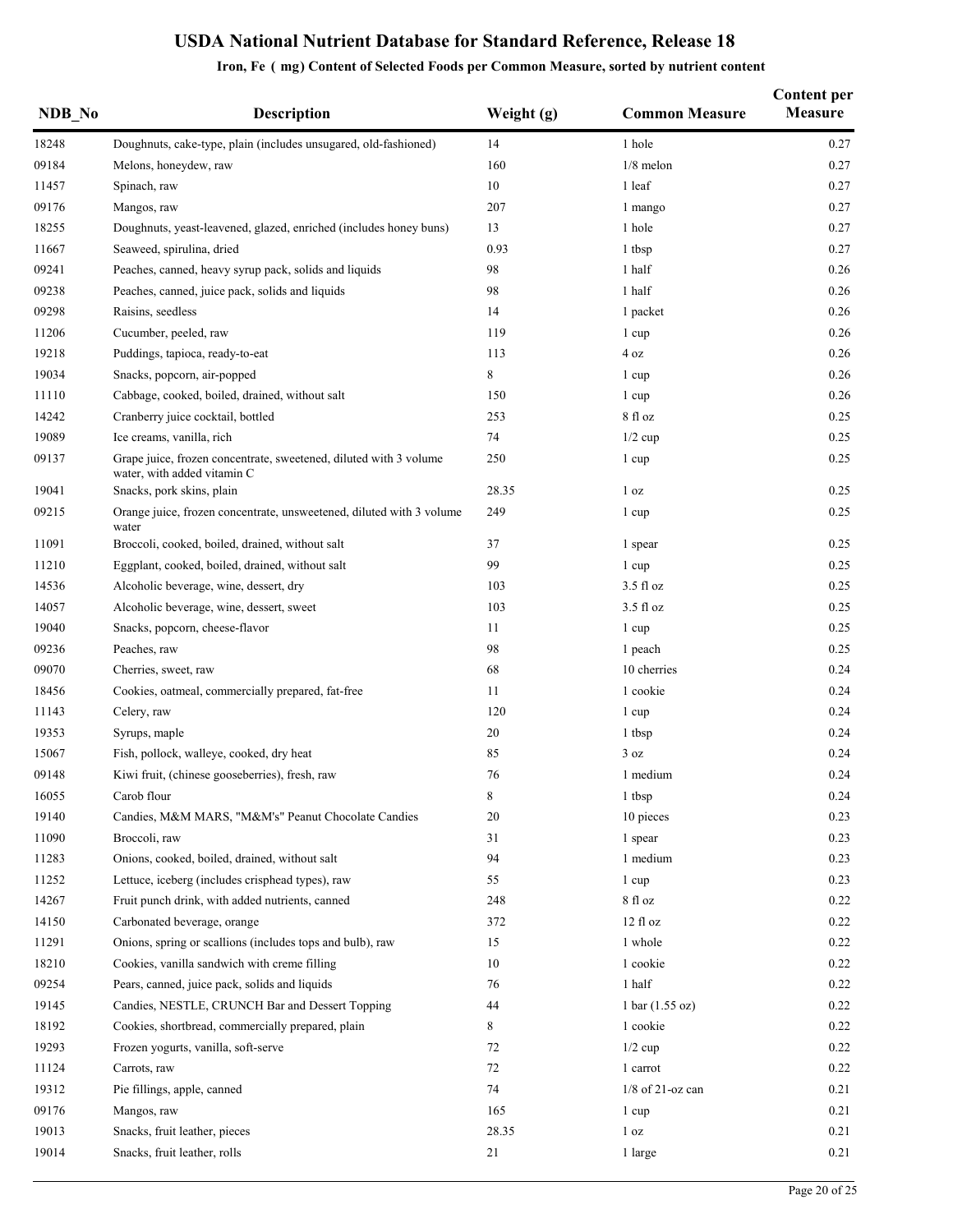# USDA National Nutrient Database for Standard Reference, Release 18

## Iron, Fe ( mg) Content of Selected Foods per Common Measure, sorted by nutrient content

| NDB_No | Description | Weight (g) | Common Measure | Content per Measure |
|---|---|---|---|---|
| 18248 | Doughnuts, cake-type, plain (includes unsugared, old-fashioned) | 14 | 1 hole | 0.27 |
| 09184 | Melons, honeydew, raw | 160 | 1/8 melon | 0.27 |
| 11457 | Spinach, raw | 10 | 1 leaf | 0.27 |
| 09176 | Mangos, raw | 207 | 1 mango | 0.27 |
| 18255 | Doughnuts, yeast-leavened, glazed, enriched (includes honey buns) | 13 | 1 hole | 0.27 |
| 11667 | Seaweed, spirulina, dried | 0.93 | 1 tbsp | 0.27 |
| 09241 | Peaches, canned, heavy syrup pack, solids and liquids | 98 | 1 half | 0.26 |
| 09238 | Peaches, canned, juice pack, solids and liquids | 98 | 1 half | 0.26 |
| 09298 | Raisins, seedless | 14 | 1 packet | 0.26 |
| 11206 | Cucumber, peeled, raw | 119 | 1 cup | 0.26 |
| 19218 | Puddings, tapioca, ready-to-eat | 113 | 4 oz | 0.26 |
| 19034 | Snacks, popcorn, air-popped | 8 | 1 cup | 0.26 |
| 11110 | Cabbage, cooked, boiled, drained, without salt | 150 | 1 cup | 0.26 |
| 14242 | Cranberry juice cocktail, bottled | 253 | 8 fl oz | 0.25 |
| 19089 | Ice creams, vanilla, rich | 74 | 1/2 cup | 0.25 |
| 09137 | Grape juice, frozen concentrate, sweetened, diluted with 3 volume water, with added vitamin C | 250 | 1 cup | 0.25 |
| 19041 | Snacks, pork skins, plain | 28.35 | 1 oz | 0.25 |
| 09215 | Orange juice, frozen concentrate, unsweetened, diluted with 3 volume water | 249 | 1 cup | 0.25 |
| 11091 | Broccoli, cooked, boiled, drained, without salt | 37 | 1 spear | 0.25 |
| 11210 | Eggplant, cooked, boiled, drained, without salt | 99 | 1 cup | 0.25 |
| 14536 | Alcoholic beverage, wine, dessert, dry | 103 | 3.5 fl oz | 0.25 |
| 14057 | Alcoholic beverage, wine, dessert, sweet | 103 | 3.5 fl oz | 0.25 |
| 19040 | Snacks, popcorn, cheese-flavor | 11 | 1 cup | 0.25 |
| 09236 | Peaches, raw | 98 | 1 peach | 0.25 |
| 09070 | Cherries, sweet, raw | 68 | 10 cherries | 0.24 |
| 18456 | Cookies, oatmeal, commercially prepared, fat-free | 11 | 1 cookie | 0.24 |
| 11143 | Celery, raw | 120 | 1 cup | 0.24 |
| 19353 | Syrups, maple | 20 | 1 tbsp | 0.24 |
| 15067 | Fish, pollock, walleye, cooked, dry heat | 85 | 3 oz | 0.24 |
| 09148 | Kiwi fruit, (chinese gooseberries), fresh, raw | 76 | 1 medium | 0.24 |
| 16055 | Carob flour | 8 | 1 tbsp | 0.24 |
| 19140 | Candies, M&M MARS, "M&M's" Peanut Chocolate Candies | 20 | 10 pieces | 0.23 |
| 11090 | Broccoli, raw | 31 | 1 spear | 0.23 |
| 11283 | Onions, cooked, boiled, drained, without salt | 94 | 1 medium | 0.23 |
| 11252 | Lettuce, iceberg (includes crisphead types), raw | 55 | 1 cup | 0.23 |
| 14267 | Fruit punch drink, with added nutrients, canned | 248 | 8 fl oz | 0.22 |
| 14150 | Carbonated beverage, orange | 372 | 12 fl oz | 0.22 |
| 11291 | Onions, spring or scallions (includes tops and bulb), raw | 15 | 1 whole | 0.22 |
| 18210 | Cookies, vanilla sandwich with creme filling | 10 | 1 cookie | 0.22 |
| 09254 | Pears, canned, juice pack, solids and liquids | 76 | 1 half | 0.22 |
| 19145 | Candies, NESTLE, CRUNCH Bar and Dessert Topping | 44 | 1 bar (1.55 oz) | 0.22 |
| 18192 | Cookies, shortbread, commercially prepared, plain | 8 | 1 cookie | 0.22 |
| 19293 | Frozen yogurts, vanilla, soft-serve | 72 | 1/2 cup | 0.22 |
| 11124 | Carrots, raw | 72 | 1 carrot | 0.22 |
| 19312 | Pie fillings, apple, canned | 74 | 1/8 of 21-oz can | 0.21 |
| 09176 | Mangos, raw | 165 | 1 cup | 0.21 |
| 19013 | Snacks, fruit leather, pieces | 28.35 | 1 oz | 0.21 |
| 19014 | Snacks, fruit leather, rolls | 21 | 1 large | 0.21 |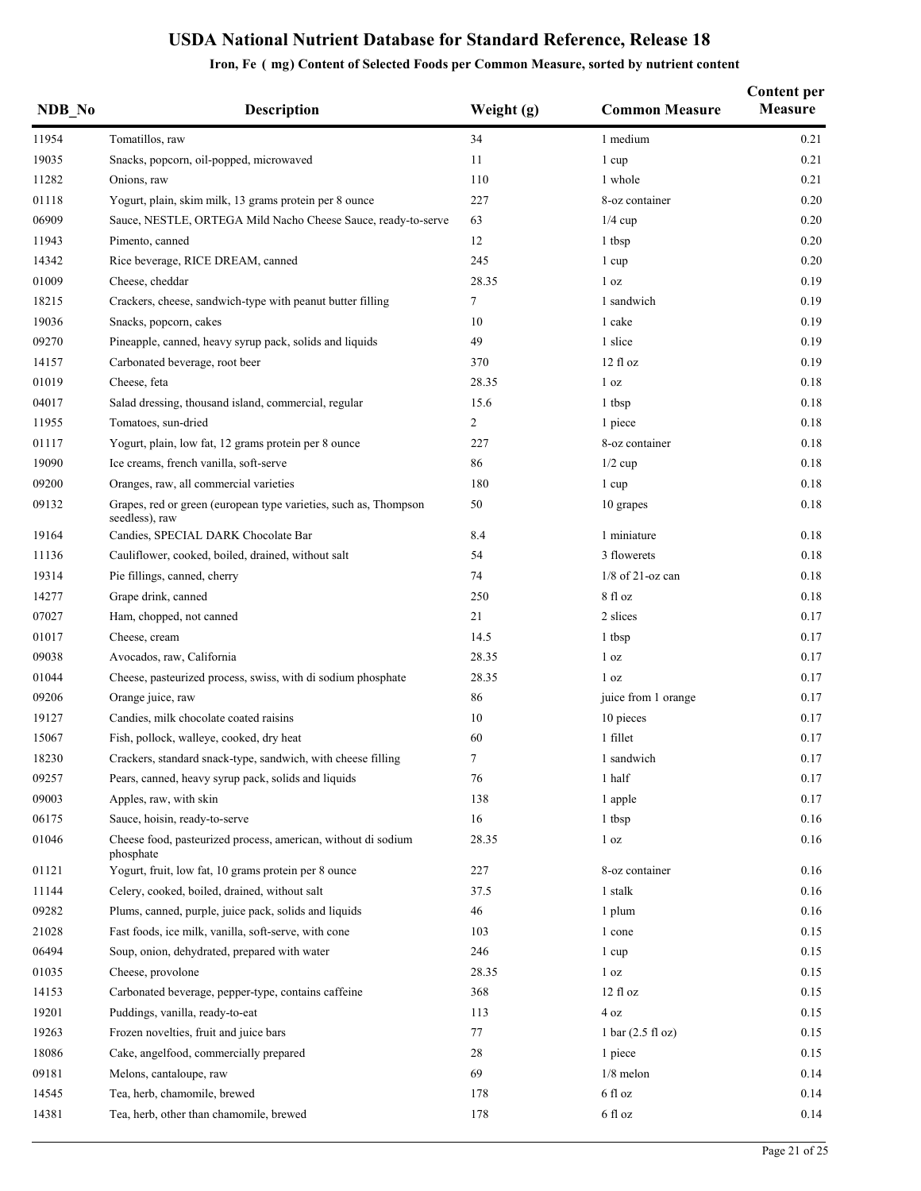# USDA National Nutrient Database for Standard Reference, Release 18

## Iron, Fe ( mg) Content of Selected Foods per Common Measure, sorted by nutrient content

| NDB_No | Description | Weight (g) | Common Measure | Content per Measure |
|---|---|---|---|---|
| 11954 | Tomatillos, raw | 34 | 1 medium | 0.21 |
| 19035 | Snacks, popcorn, oil-popped, microwaved | 11 | 1 cup | 0.21 |
| 11282 | Onions, raw | 110 | 1 whole | 0.21 |
| 01118 | Yogurt, plain, skim milk, 13 grams protein per 8 ounce | 227 | 8-oz container | 0.20 |
| 06909 | Sauce, NESTLE, ORTEGA Mild Nacho Cheese Sauce, ready-to-serve | 63 | 1/4 cup | 0.20 |
| 11943 | Pimento, canned | 12 | 1 tbsp | 0.20 |
| 14342 | Rice beverage, RICE DREAM, canned | 245 | 1 cup | 0.20 |
| 01009 | Cheese, cheddar | 28.35 | 1 oz | 0.19 |
| 18215 | Crackers, cheese, sandwich-type with peanut butter filling | 7 | 1 sandwich | 0.19 |
| 19036 | Snacks, popcorn, cakes | 10 | 1 cake | 0.19 |
| 09270 | Pineapple, canned, heavy syrup pack, solids and liquids | 49 | 1 slice | 0.19 |
| 14157 | Carbonated beverage, root beer | 370 | 12 fl oz | 0.19 |
| 01019 | Cheese, feta | 28.35 | 1 oz | 0.18 |
| 04017 | Salad dressing, thousand island, commercial, regular | 15.6 | 1 tbsp | 0.18 |
| 11955 | Tomatoes, sun-dried | 2 | 1 piece | 0.18 |
| 01117 | Yogurt, plain, low fat, 12 grams protein per 8 ounce | 227 | 8-oz container | 0.18 |
| 19090 | Ice creams, french vanilla, soft-serve | 86 | 1/2 cup | 0.18 |
| 09200 | Oranges, raw, all commercial varieties | 180 | 1 cup | 0.18 |
| 09132 | Grapes, red or green (european type varieties, such as, Thompson seedless), raw | 50 | 10 grapes | 0.18 |
| 19164 | Candies, SPECIAL DARK Chocolate Bar | 8.4 | 1 miniature | 0.18 |
| 11136 | Cauliflower, cooked, boiled, drained, without salt | 54 | 3 flowerets | 0.18 |
| 19314 | Pie fillings, canned, cherry | 74 | 1/8 of 21-oz can | 0.18 |
| 14277 | Grape drink, canned | 250 | 8 fl oz | 0.18 |
| 07027 | Ham, chopped, not canned | 21 | 2 slices | 0.17 |
| 01017 | Cheese, cream | 14.5 | 1 tbsp | 0.17 |
| 09038 | Avocados, raw, California | 28.35 | 1 oz | 0.17 |
| 01044 | Cheese, pasteurized process, swiss, with di sodium phosphate | 28.35 | 1 oz | 0.17 |
| 09206 | Orange juice, raw | 86 | juice from 1 orange | 0.17 |
| 19127 | Candies, milk chocolate coated raisins | 10 | 10 pieces | 0.17 |
| 15067 | Fish, pollock, walleye, cooked, dry heat | 60 | 1 fillet | 0.17 |
| 18230 | Crackers, standard snack-type, sandwich, with cheese filling | 7 | 1 sandwich | 0.17 |
| 09257 | Pears, canned, heavy syrup pack, solids and liquids | 76 | 1 half | 0.17 |
| 09003 | Apples, raw, with skin | 138 | 1 apple | 0.17 |
| 06175 | Sauce, hoisin, ready-to-serve | 16 | 1 tbsp | 0.16 |
| 01046 | Cheese food, pasteurized process, american, without di sodium phosphate | 28.35 | 1 oz | 0.16 |
| 01121 | Yogurt, fruit, low fat, 10 grams protein per 8 ounce | 227 | 8-oz container | 0.16 |
| 11144 | Celery, cooked, boiled, drained, without salt | 37.5 | 1 stalk | 0.16 |
| 09282 | Plums, canned, purple, juice pack, solids and liquids | 46 | 1 plum | 0.16 |
| 21028 | Fast foods, ice milk, vanilla, soft-serve, with cone | 103 | 1 cone | 0.15 |
| 06494 | Soup, onion, dehydrated, prepared with water | 246 | 1 cup | 0.15 |
| 01035 | Cheese, provolone | 28.35 | 1 oz | 0.15 |
| 14153 | Carbonated beverage, pepper-type, contains caffeine | 368 | 12 fl oz | 0.15 |
| 19201 | Puddings, vanilla, ready-to-eat | 113 | 4 oz | 0.15 |
| 19263 | Frozen novelties, fruit and juice bars | 77 | 1 bar (2.5 fl oz) | 0.15 |
| 18086 | Cake, angelfood, commercially prepared | 28 | 1 piece | 0.15 |
| 09181 | Melons, cantaloupe, raw | 69 | 1/8 melon | 0.14 |
| 14545 | Tea, herb, chamomile, brewed | 178 | 6 fl oz | 0.14 |
| 14381 | Tea, herb, other than chamomile, brewed | 178 | 6 fl oz | 0.14 |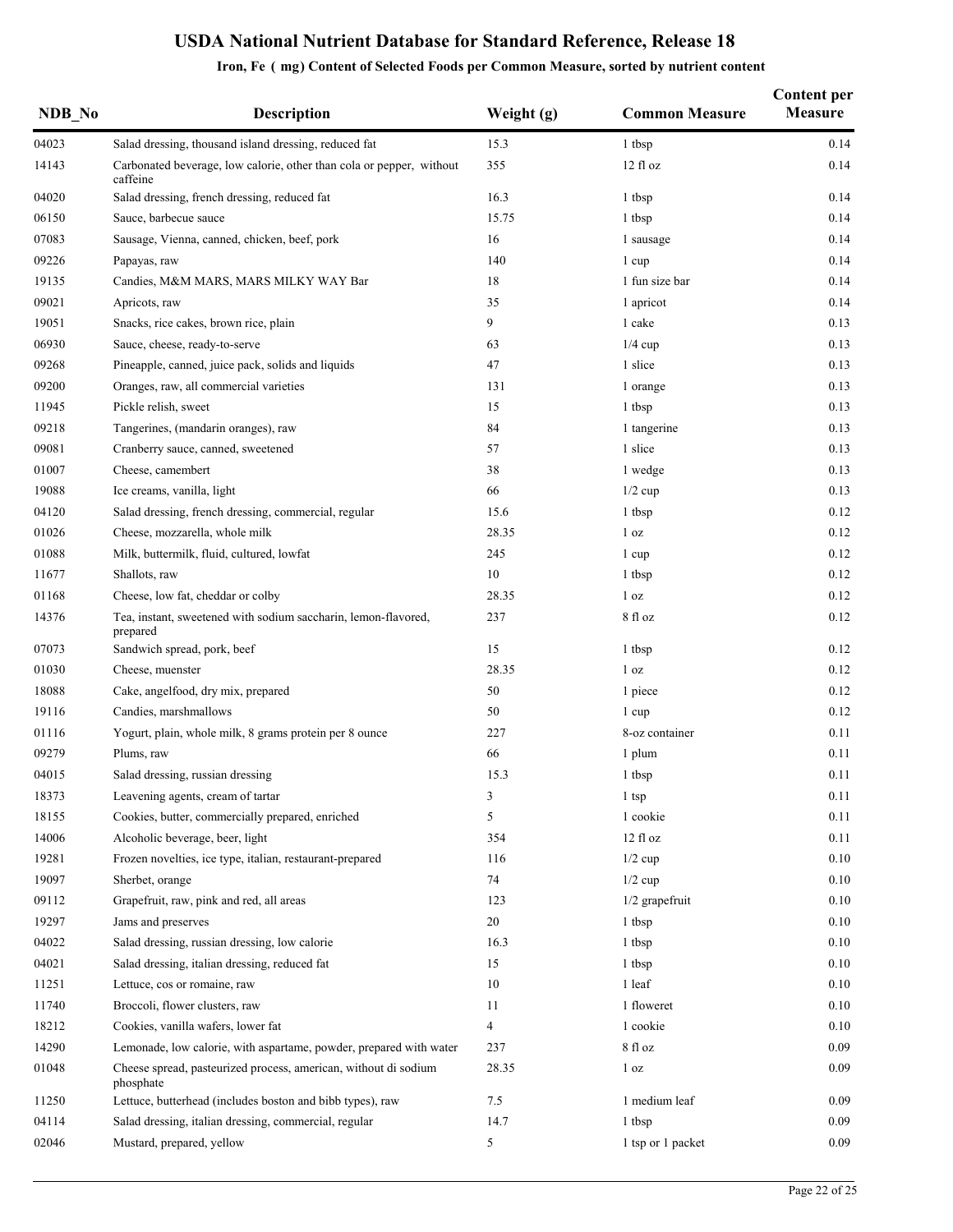# USDA National Nutrient Database for Standard Reference, Release 18

## Iron, Fe ( mg) Content of Selected Foods per Common Measure, sorted by nutrient content

| NDB_No | Description | Weight (g) | Common Measure | Content per Measure |
|---|---|---|---|---|
| 04023 | Salad dressing, thousand island dressing, reduced fat | 15.3 | 1 tbsp | 0.14 |
| 14143 | Carbonated beverage, low calorie, other than cola or pepper, without caffeine | 355 | 12 fl oz | 0.14 |
| 04020 | Salad dressing, french dressing, reduced fat | 16.3 | 1 tbsp | 0.14 |
| 06150 | Sauce, barbecue sauce | 15.75 | 1 tbsp | 0.14 |
| 07083 | Sausage, Vienna, canned, chicken, beef, pork | 16 | 1 sausage | 0.14 |
| 09226 | Papayas, raw | 140 | 1 cup | 0.14 |
| 19135 | Candies, M&M MARS, MARS MILKY WAY Bar | 18 | 1 fun size bar | 0.14 |
| 09021 | Apricots, raw | 35 | 1 apricot | 0.14 |
| 19051 | Snacks, rice cakes, brown rice, plain | 9 | 1 cake | 0.13 |
| 06930 | Sauce, cheese, ready-to-serve | 63 | 1/4 cup | 0.13 |
| 09268 | Pineapple, canned, juice pack, solids and liquids | 47 | 1 slice | 0.13 |
| 09200 | Oranges, raw, all commercial varieties | 131 | 1 orange | 0.13 |
| 11945 | Pickle relish, sweet | 15 | 1 tbsp | 0.13 |
| 09218 | Tangerines, (mandarin oranges), raw | 84 | 1 tangerine | 0.13 |
| 09081 | Cranberry sauce, canned, sweetened | 57 | 1 slice | 0.13 |
| 01007 | Cheese, camembert | 38 | 1 wedge | 0.13 |
| 19088 | Ice creams, vanilla, light | 66 | 1/2 cup | 0.13 |
| 04120 | Salad dressing, french dressing, commercial, regular | 15.6 | 1 tbsp | 0.12 |
| 01026 | Cheese, mozzarella, whole milk | 28.35 | 1 oz | 0.12 |
| 01088 | Milk, buttermilk, fluid, cultured, lowfat | 245 | 1 cup | 0.12 |
| 11677 | Shallots, raw | 10 | 1 tbsp | 0.12 |
| 01168 | Cheese, low fat, cheddar or colby | 28.35 | 1 oz | 0.12 |
| 14376 | Tea, instant, sweetened with sodium saccharin, lemon-flavored, prepared | 237 | 8 fl oz | 0.12 |
| 07073 | Sandwich spread, pork, beef | 15 | 1 tbsp | 0.12 |
| 01030 | Cheese, muenster | 28.35 | 1 oz | 0.12 |
| 18088 | Cake, angelfood, dry mix, prepared | 50 | 1 piece | 0.12 |
| 19116 | Candies, marshmallows | 50 | 1 cup | 0.12 |
| 01116 | Yogurt, plain, whole milk, 8 grams protein per 8 ounce | 227 | 8-oz container | 0.11 |
| 09279 | Plums, raw | 66 | 1 plum | 0.11 |
| 04015 | Salad dressing, russian dressing | 15.3 | 1 tbsp | 0.11 |
| 18373 | Leavening agents, cream of tartar | 3 | 1 tsp | 0.11 |
| 18155 | Cookies, butter, commercially prepared, enriched | 5 | 1 cookie | 0.11 |
| 14006 | Alcoholic beverage, beer, light | 354 | 12 fl oz | 0.11 |
| 19281 | Frozen novelties, ice type, italian, restaurant-prepared | 116 | 1/2 cup | 0.10 |
| 19097 | Sherbet, orange | 74 | 1/2 cup | 0.10 |
| 09112 | Grapefruit, raw, pink and red, all areas | 123 | 1/2 grapefruit | 0.10 |
| 19297 | Jams and preserves | 20 | 1 tbsp | 0.10 |
| 04022 | Salad dressing, russian dressing, low calorie | 16.3 | 1 tbsp | 0.10 |
| 04021 | Salad dressing, italian dressing, reduced fat | 15 | 1 tbsp | 0.10 |
| 11251 | Lettuce, cos or romaine, raw | 10 | 1 leaf | 0.10 |
| 11740 | Broccoli, flower clusters, raw | 11 | 1 floweret | 0.10 |
| 18212 | Cookies, vanilla wafers, lower fat | 4 | 1 cookie | 0.10 |
| 14290 | Lemonade, low calorie, with aspartame, powder, prepared with water | 237 | 8 fl oz | 0.09 |
| 01048 | Cheese spread, pasteurized process, american, without di sodium phosphate | 28.35 | 1 oz | 0.09 |
| 11250 | Lettuce, butterhead (includes boston and bibb types), raw | 7.5 | 1 medium leaf | 0.09 |
| 04114 | Salad dressing, italian dressing, commercial, regular | 14.7 | 1 tbsp | 0.09 |
| 02046 | Mustard, prepared, yellow | 5 | 1 tsp or 1 packet | 0.09 |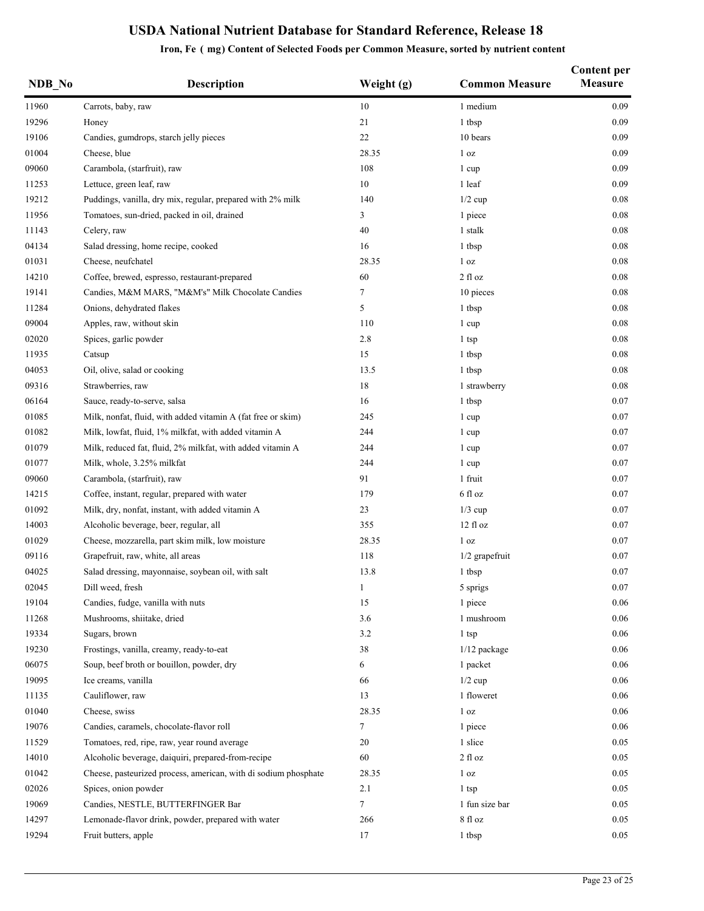# USDA National Nutrient Database for Standard Reference, Release 18

## Iron, Fe ( mg) Content of Selected Foods per Common Measure, sorted by nutrient content

| NDB_No | Description | Weight (g) | Common Measure | Content per Measure |
|---|---|---|---|---|
| 11960 | Carrots, baby, raw | 10 | 1 medium | 0.09 |
| 19296 | Honey | 21 | 1 tbsp | 0.09 |
| 19106 | Candies, gumdrops, starch jelly pieces | 22 | 10 bears | 0.09 |
| 01004 | Cheese, blue | 28.35 | 1 oz | 0.09 |
| 09060 | Carambola, (starfruit), raw | 108 | 1 cup | 0.09 |
| 11253 | Lettuce, green leaf, raw | 10 | 1 leaf | 0.09 |
| 19212 | Puddings, vanilla, dry mix, regular, prepared with 2% milk | 140 | 1/2 cup | 0.08 |
| 11956 | Tomatoes, sun-dried, packed in oil, drained | 3 | 1 piece | 0.08 |
| 11143 | Celery, raw | 40 | 1 stalk | 0.08 |
| 04134 | Salad dressing, home recipe, cooked | 16 | 1 tbsp | 0.08 |
| 01031 | Cheese, neufchatel | 28.35 | 1 oz | 0.08 |
| 14210 | Coffee, brewed, espresso, restaurant-prepared | 60 | 2 fl oz | 0.08 |
| 19141 | Candies, M&M MARS, "M&M's" Milk Chocolate Candies | 7 | 10 pieces | 0.08 |
| 11284 | Onions, dehydrated flakes | 5 | 1 tbsp | 0.08 |
| 09004 | Apples, raw, without skin | 110 | 1 cup | 0.08 |
| 02020 | Spices, garlic powder | 2.8 | 1 tsp | 0.08 |
| 11935 | Catsup | 15 | 1 tbsp | 0.08 |
| 04053 | Oil, olive, salad or cooking | 13.5 | 1 tbsp | 0.08 |
| 09316 | Strawberries, raw | 18 | 1 strawberry | 0.08 |
| 06164 | Sauce, ready-to-serve, salsa | 16 | 1 tbsp | 0.07 |
| 01085 | Milk, nonfat, fluid, with added vitamin A (fat free or skim) | 245 | 1 cup | 0.07 |
| 01082 | Milk, lowfat, fluid, 1% milkfat, with added vitamin A | 244 | 1 cup | 0.07 |
| 01079 | Milk, reduced fat, fluid, 2% milkfat, with added vitamin A | 244 | 1 cup | 0.07 |
| 01077 | Milk, whole, 3.25% milkfat | 244 | 1 cup | 0.07 |
| 09060 | Carambola, (starfruit), raw | 91 | 1 fruit | 0.07 |
| 14215 | Coffee, instant, regular, prepared with water | 179 | 6 fl oz | 0.07 |
| 01092 | Milk, dry, nonfat, instant, with added vitamin A | 23 | 1/3 cup | 0.07 |
| 14003 | Alcoholic beverage, beer, regular, all | 355 | 12 fl oz | 0.07 |
| 01029 | Cheese, mozzarella, part skim milk, low moisture | 28.35 | 1 oz | 0.07 |
| 09116 | Grapefruit, raw, white, all areas | 118 | 1/2 grapefruit | 0.07 |
| 04025 | Salad dressing, mayonnaise, soybean oil, with salt | 13.8 | 1 tbsp | 0.07 |
| 02045 | Dill weed, fresh | 1 | 5 sprigs | 0.07 |
| 19104 | Candies, fudge, vanilla with nuts | 15 | 1 piece | 0.06 |
| 11268 | Mushrooms, shiitake, dried | 3.6 | 1 mushroom | 0.06 |
| 19334 | Sugars, brown | 3.2 | 1 tsp | 0.06 |
| 19230 | Frostings, vanilla, creamy, ready-to-eat | 38 | 1/12 package | 0.06 |
| 06075 | Soup, beef broth or bouillon, powder, dry | 6 | 1 packet | 0.06 |
| 19095 | Ice creams, vanilla | 66 | 1/2 cup | 0.06 |
| 11135 | Cauliflower, raw | 13 | 1 floweret | 0.06 |
| 01040 | Cheese, swiss | 28.35 | 1 oz | 0.06 |
| 19076 | Candies, caramels, chocolate-flavor roll | 7 | 1 piece | 0.06 |
| 11529 | Tomatoes, red, ripe, raw, year round average | 20 | 1 slice | 0.05 |
| 14010 | Alcoholic beverage, daiquiri, prepared-from-recipe | 60 | 2 fl oz | 0.05 |
| 01042 | Cheese, pasteurized process, american, with di sodium phosphate | 28.35 | 1 oz | 0.05 |
| 02026 | Spices, onion powder | 2.1 | 1 tsp | 0.05 |
| 19069 | Candies, NESTLE, BUTTERFINGER Bar | 7 | 1 fun size bar | 0.05 |
| 14297 | Lemonade-flavor drink, powder, prepared with water | 266 | 8 fl oz | 0.05 |
| 19294 | Fruit butters, apple | 17 | 1 tbsp | 0.05 |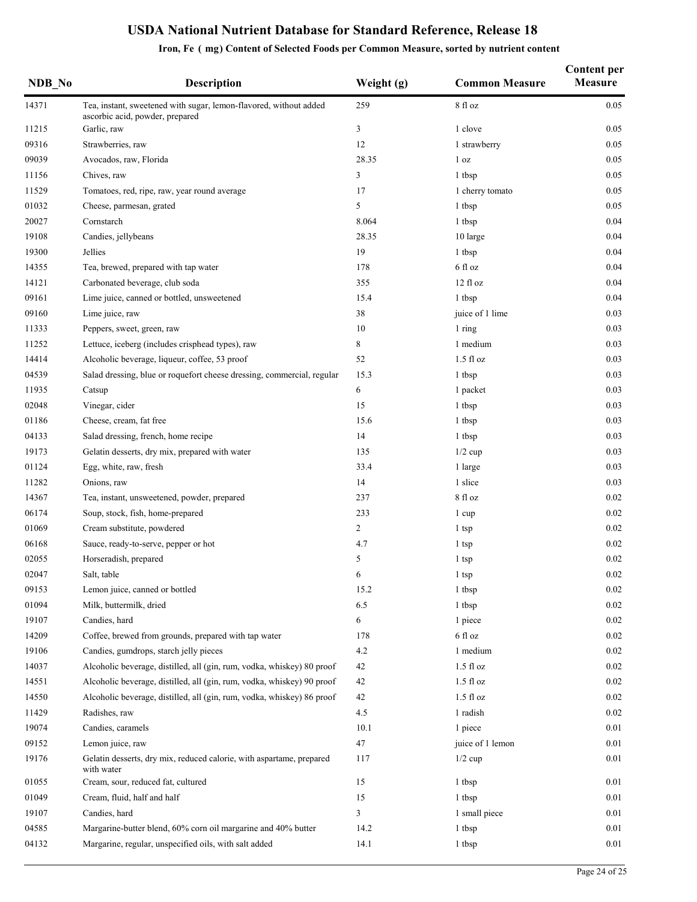# USDA National Nutrient Database for Standard Reference, Release 18

## Iron, Fe ( mg) Content of Selected Foods per Common Measure, sorted by nutrient content

| NDB_No | Description | Weight (g) | Common Measure | Content per Measure |
|---|---|---|---|---|
| 14371 | Tea, instant, sweetened with sugar, lemon-flavored, without added ascorbic acid, powder, prepared | 259 | 8 fl oz | 0.05 |
| 11215 | Garlic, raw | 3 | 1 clove | 0.05 |
| 09316 | Strawberries, raw | 12 | 1 strawberry | 0.05 |
| 09039 | Avocados, raw, Florida | 28.35 | 1 oz | 0.05 |
| 11156 | Chives, raw | 3 | 1 tbsp | 0.05 |
| 11529 | Tomatoes, red, ripe, raw, year round average | 17 | 1 cherry tomato | 0.05 |
| 01032 | Cheese, parmesan, grated | 5 | 1 tbsp | 0.05 |
| 20027 | Cornstarch | 8.064 | 1 tbsp | 0.04 |
| 19108 | Candies, jellybeans | 28.35 | 10 large | 0.04 |
| 19300 | Jellies | 19 | 1 tbsp | 0.04 |
| 14355 | Tea, brewed, prepared with tap water | 178 | 6 fl oz | 0.04 |
| 14121 | Carbonated beverage, club soda | 355 | 12 fl oz | 0.04 |
| 09161 | Lime juice, canned or bottled, unsweetened | 15.4 | 1 tbsp | 0.04 |
| 09160 | Lime juice, raw | 38 | juice of 1 lime | 0.03 |
| 11333 | Peppers, sweet, green, raw | 10 | 1 ring | 0.03 |
| 11252 | Lettuce, iceberg (includes crisphead types), raw | 8 | 1 medium | 0.03 |
| 14414 | Alcoholic beverage, liqueur, coffee, 53 proof | 52 | 1.5 fl oz | 0.03 |
| 04539 | Salad dressing, blue or roquefort cheese dressing, commercial, regular | 15.3 | 1 tbsp | 0.03 |
| 11935 | Catsup | 6 | 1 packet | 0.03 |
| 02048 | Vinegar, cider | 15 | 1 tbsp | 0.03 |
| 01186 | Cheese, cream, fat free | 15.6 | 1 tbsp | 0.03 |
| 04133 | Salad dressing, french, home recipe | 14 | 1 tbsp | 0.03 |
| 19173 | Gelatin desserts, dry mix, prepared with water | 135 | 1/2 cup | 0.03 |
| 01124 | Egg, white, raw, fresh | 33.4 | 1 large | 0.03 |
| 11282 | Onions, raw | 14 | 1 slice | 0.03 |
| 14367 | Tea, instant, unsweetened, powder, prepared | 237 | 8 fl oz | 0.02 |
| 06174 | Soup, stock, fish, home-prepared | 233 | 1 cup | 0.02 |
| 01069 | Cream substitute, powdered | 2 | 1 tsp | 0.02 |
| 06168 | Sauce, ready-to-serve, pepper or hot | 4.7 | 1 tsp | 0.02 |
| 02055 | Horseradish, prepared | 5 | 1 tsp | 0.02 |
| 02047 | Salt, table | 6 | 1 tsp | 0.02 |
| 09153 | Lemon juice, canned or bottled | 15.2 | 1 tbsp | 0.02 |
| 01094 | Milk, buttermilk, dried | 6.5 | 1 tbsp | 0.02 |
| 19107 | Candies, hard | 6 | 1 piece | 0.02 |
| 14209 | Coffee, brewed from grounds, prepared with tap water | 178 | 6 fl oz | 0.02 |
| 19106 | Candies, gumdrops, starch jelly pieces | 4.2 | 1 medium | 0.02 |
| 14037 | Alcoholic beverage, distilled, all (gin, rum, vodka, whiskey) 80 proof | 42 | 1.5 fl oz | 0.02 |
| 14551 | Alcoholic beverage, distilled, all (gin, rum, vodka, whiskey) 90 proof | 42 | 1.5 fl oz | 0.02 |
| 14550 | Alcoholic beverage, distilled, all (gin, rum, vodka, whiskey) 86 proof | 42 | 1.5 fl oz | 0.02 |
| 11429 | Radishes, raw | 4.5 | 1 radish | 0.02 |
| 19074 | Candies, caramels | 10.1 | 1 piece | 0.01 |
| 09152 | Lemon juice, raw | 47 | juice of 1 lemon | 0.01 |
| 19176 | Gelatin desserts, dry mix, reduced calorie, with aspartame, prepared with water | 117 | 1/2 cup | 0.01 |
| 01055 | Cream, sour, reduced fat, cultured | 15 | 1 tbsp | 0.01 |
| 01049 | Cream, fluid, half and half | 15 | 1 tbsp | 0.01 |
| 19107 | Candies, hard | 3 | 1 small piece | 0.01 |
| 04585 | Margarine-butter blend, 60% corn oil margarine and 40% butter | 14.2 | 1 tbsp | 0.01 |
| 04132 | Margarine, regular, unspecified oils, with salt added | 14.1 | 1 tbsp | 0.01 |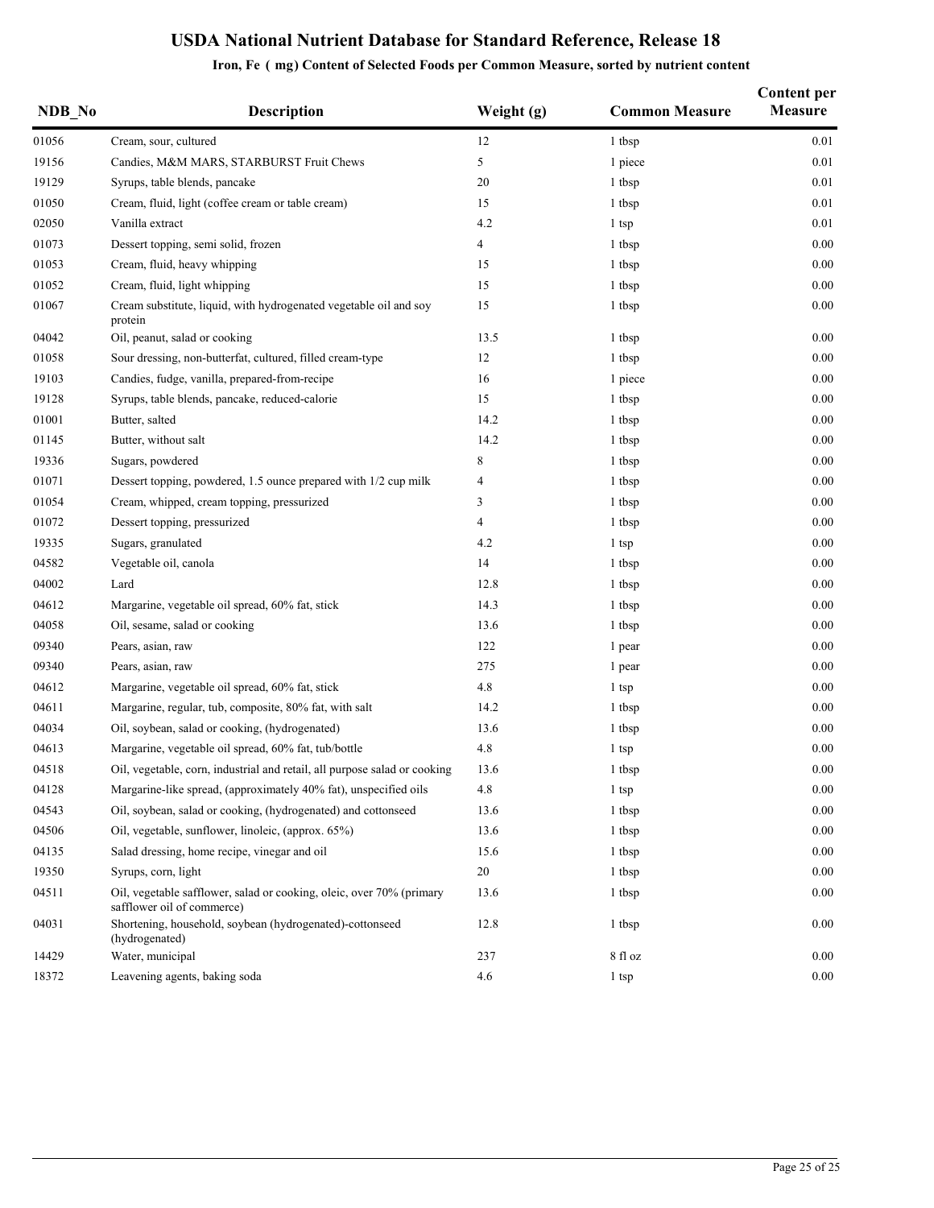# USDA National Nutrient Database for Standard Reference, Release 18

## Iron, Fe ( mg) Content of Selected Foods per Common Measure, sorted by nutrient content

| NDB_No | Description | Weight (g) | Common Measure | Content per Measure |
|---|---|---|---|---|
| 01056 | Cream, sour, cultured | 12 | 1 tbsp | 0.01 |
| 19156 | Candies, M&M MARS, STARBURST Fruit Chews | 5 | 1 piece | 0.01 |
| 19129 | Syrups, table blends, pancake | 20 | 1 tbsp | 0.01 |
| 01050 | Cream, fluid, light (coffee cream or table cream) | 15 | 1 tbsp | 0.01 |
| 02050 | Vanilla extract | 4.2 | 1 tsp | 0.01 |
| 01073 | Dessert topping, semi solid, frozen | 4 | 1 tbsp | 0.00 |
| 01053 | Cream, fluid, heavy whipping | 15 | 1 tbsp | 0.00 |
| 01052 | Cream, fluid, light whipping | 15 | 1 tbsp | 0.00 |
| 01067 | Cream substitute, liquid, with hydrogenated vegetable oil and soy protein | 15 | 1 tbsp | 0.00 |
| 04042 | Oil, peanut, salad or cooking | 13.5 | 1 tbsp | 0.00 |
| 01058 | Sour dressing, non-butterfat, cultured, filled cream-type | 12 | 1 tbsp | 0.00 |
| 19103 | Candies, fudge, vanilla, prepared-from-recipe | 16 | 1 piece | 0.00 |
| 19128 | Syrups, table blends, pancake, reduced-calorie | 15 | 1 tbsp | 0.00 |
| 01001 | Butter, salted | 14.2 | 1 tbsp | 0.00 |
| 01145 | Butter, without salt | 14.2 | 1 tbsp | 0.00 |
| 19336 | Sugars, powdered | 8 | 1 tbsp | 0.00 |
| 01071 | Dessert topping, powdered, 1.5 ounce prepared with 1/2 cup milk | 4 | 1 tbsp | 0.00 |
| 01054 | Cream, whipped, cream topping, pressurized | 3 | 1 tbsp | 0.00 |
| 01072 | Dessert topping, pressurized | 4 | 1 tbsp | 0.00 |
| 19335 | Sugars, granulated | 4.2 | 1 tsp | 0.00 |
| 04582 | Vegetable oil, canola | 14 | 1 tbsp | 0.00 |
| 04002 | Lard | 12.8 | 1 tbsp | 0.00 |
| 04612 | Margarine, vegetable oil spread, 60% fat, stick | 14.3 | 1 tbsp | 0.00 |
| 04058 | Oil, sesame, salad or cooking | 13.6 | 1 tbsp | 0.00 |
| 09340 | Pears, asian, raw | 122 | 1 pear | 0.00 |
| 09340 | Pears, asian, raw | 275 | 1 pear | 0.00 |
| 04612 | Margarine, vegetable oil spread, 60% fat, stick | 4.8 | 1 tsp | 0.00 |
| 04611 | Margarine, regular, tub, composite, 80% fat, with salt | 14.2 | 1 tbsp | 0.00 |
| 04034 | Oil, soybean, salad or cooking, (hydrogenated) | 13.6 | 1 tbsp | 0.00 |
| 04613 | Margarine, vegetable oil spread, 60% fat, tub/bottle | 4.8 | 1 tsp | 0.00 |
| 04518 | Oil, vegetable, corn, industrial and retail, all purpose salad or cooking | 13.6 | 1 tbsp | 0.00 |
| 04128 | Margarine-like spread, (approximately 40% fat), unspecified oils | 4.8 | 1 tsp | 0.00 |
| 04543 | Oil, soybean, salad or cooking, (hydrogenated) and cottonseed | 13.6 | 1 tbsp | 0.00 |
| 04506 | Oil, vegetable, sunflower, linoleic, (approx. 65%) | 13.6 | 1 tbsp | 0.00 |
| 04135 | Salad dressing, home recipe, vinegar and oil | 15.6 | 1 tbsp | 0.00 |
| 19350 | Syrups, corn, light | 20 | 1 tbsp | 0.00 |
| 04511 | Oil, vegetable safflower, salad or cooking, oleic, over 70% (primary safflower oil of commerce) | 13.6 | 1 tbsp | 0.00 |
| 04031 | Shortening, household, soybean (hydrogenated)-cottonseed (hydrogenated) | 12.8 | 1 tbsp | 0.00 |
| 14429 | Water, municipal | 237 | 8 fl oz | 0.00 |
| 18372 | Leavening agents, baking soda | 4.6 | 1 tsp | 0.00 |